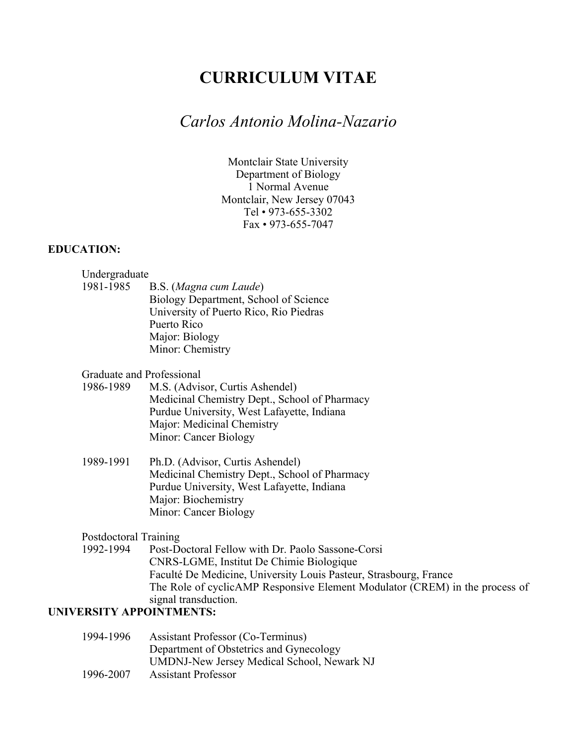# CURRICULUM VITAE

## *Carlos Antonio Molina-Nazario*

Montclair State University
Department of Biology
1 Normal Avenue
Montclair, New Jersey 07043
Tel • 973-655-3302
Fax • 973-655-7047

**EDUCATION:**

Undergraduate

1981-1985 B.S. (*Magna cum Laude*)
Biology Department, School of Science
University of Puerto Rico, Rio Piedras
Puerto Rico
Major: Biology
Minor: Chemistry

Graduate and Professional

1986-1989 M.S. (Advisor, Curtis Ashendel)
Medicinal Chemistry Dept., School of Pharmacy
Purdue University, West Lafayette, Indiana
Major: Medicinal Chemistry
Minor: Cancer Biology

1989-1991 Ph.D. (Advisor, Curtis Ashendel)
Medicinal Chemistry Dept., School of Pharmacy
Purdue University, West Lafayette, Indiana
Major: Biochemistry
Minor: Cancer Biology

Postdoctoral Training

1992-1994 Post-Doctoral Fellow with Dr. Paolo Sassone-Corsi
CNRS-LGME, Institut De Chimie Biologique
Faculté De Medicine, University Louis Pasteur, Strasbourg, France
The Role of cyclicAMP Responsive Element Modulator (CREM) in the process of signal transduction.

**UNIVERSITY APPOINTMENTS:**

1994-1996 Assistant Professor (Co-Terminus)
Department of Obstetrics and Gynecology
UMDNJ-New Jersey Medical School, Newark NJ

1996-2007 Assistant Professor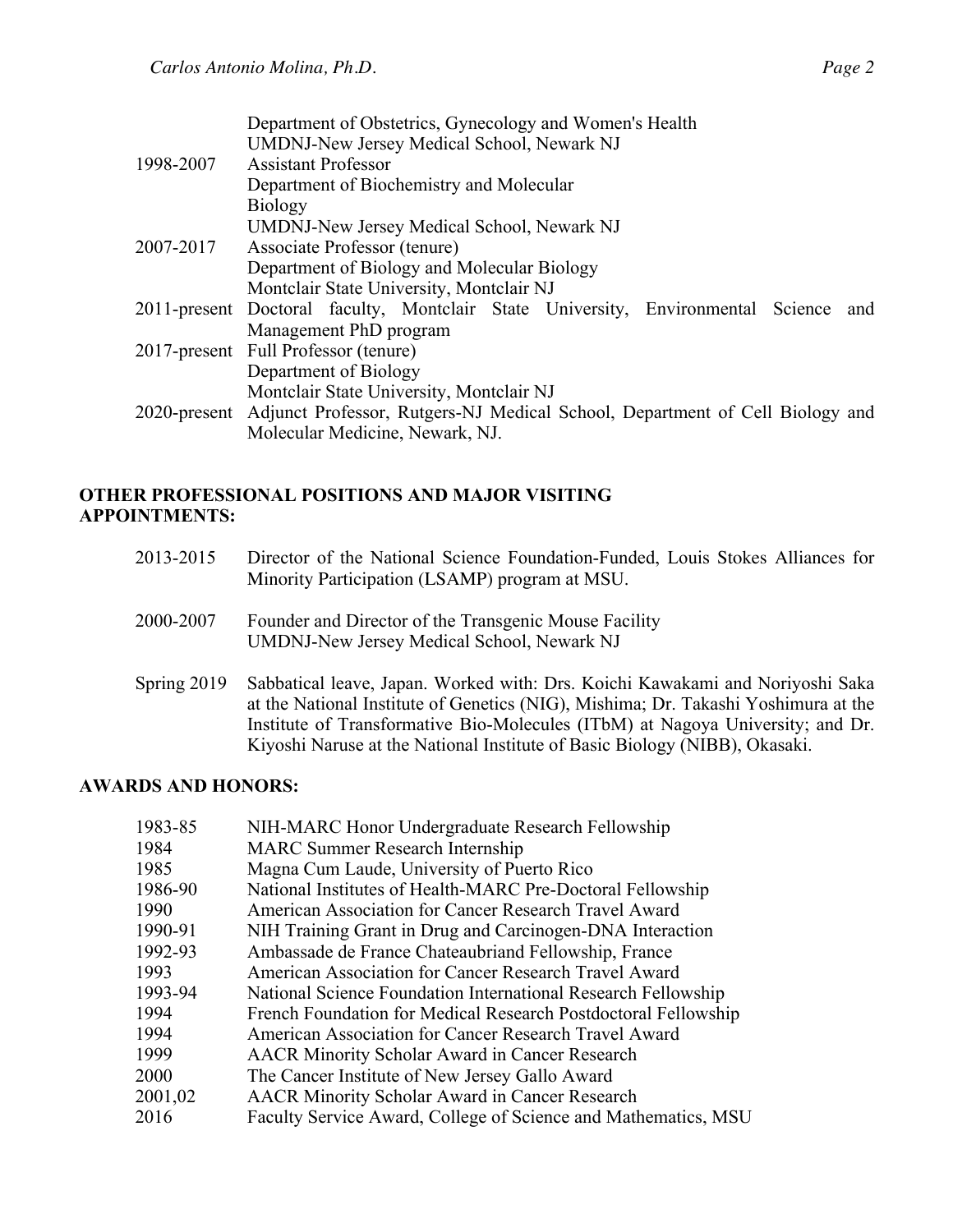| | |
|---|---|
| | Department of Obstetrics, Gynecology and Women's Health<br>UMDNJ-New Jersey Medical School, Newark NJ |
| 1998-2007 | Assistant Professor<br>Department of Biochemistry and Molecular Biology<br>UMDNJ-New Jersey Medical School, Newark NJ |
| 2007-2017 | Associate Professor (tenure)<br>Department of Biology and Molecular Biology<br>Montclair State University, Montclair NJ |
| 2011-present | Doctoral faculty, Montclair State University, Environmental Science and Management PhD program |
| 2017-present | Full Professor (tenure)<br>Department of Biology<br>Montclair State University, Montclair NJ |
| 2020-present | Adjunct Professor, Rutgers-NJ Medical School, Department of Cell Biology and Molecular Medicine, Newark, NJ. |

## OTHER PROFESSIONAL POSITIONS AND MAJOR VISITING APPOINTMENTS:

| | |
|---|---|
| 2013-2015 | Director of the National Science Foundation-Funded, Louis Stokes Alliances for Minority Participation (LSAMP) program at MSU. |
| 2000-2007 | Founder and Director of the Transgenic Mouse Facility<br>UMDNJ-New Jersey Medical School, Newark NJ |
| Spring 2019 | Sabbatical leave, Japan. Worked with: Drs. Koichi Kawakami and Noriyoshi Saka at the National Institute of Genetics (NIG), Mishima; Dr. Takashi Yoshimura at the Institute of Transformative Bio-Molecules (ITbM) at Nagoya University; and Dr. Kiyoshi Naruse at the National Institute of Basic Biology (NIBB), Okasaki. |

## AWARDS AND HONORS:

| | |
|---|---|
| 1983-85 | NIH-MARC Honor Undergraduate Research Fellowship |
| 1984 | MARC Summer Research Internship |
| 1985 | Magna Cum Laude, University of Puerto Rico |
| 1986-90 | National Institutes of Health-MARC Pre-Doctoral Fellowship |
| 1990 | American Association for Cancer Research Travel Award |
| 1990-91 | NIH Training Grant in Drug and Carcinogen-DNA Interaction |
| 1992-93 | Ambassade de France Chateaubriand Fellowship, France |
| 1993 | American Association for Cancer Research Travel Award |
| 1993-94 | National Science Foundation International Research Fellowship |
| 1994 | French Foundation for Medical Research Postdoctoral Fellowship |
| 1994 | American Association for Cancer Research Travel Award |
| 1999 | AACR Minority Scholar Award in Cancer Research |
| 2000 | The Cancer Institute of New Jersey Gallo Award |
| 2001,02 | AACR Minority Scholar Award in Cancer Research |
| 2016 | Faculty Service Award, College of Science and Mathematics, MSU |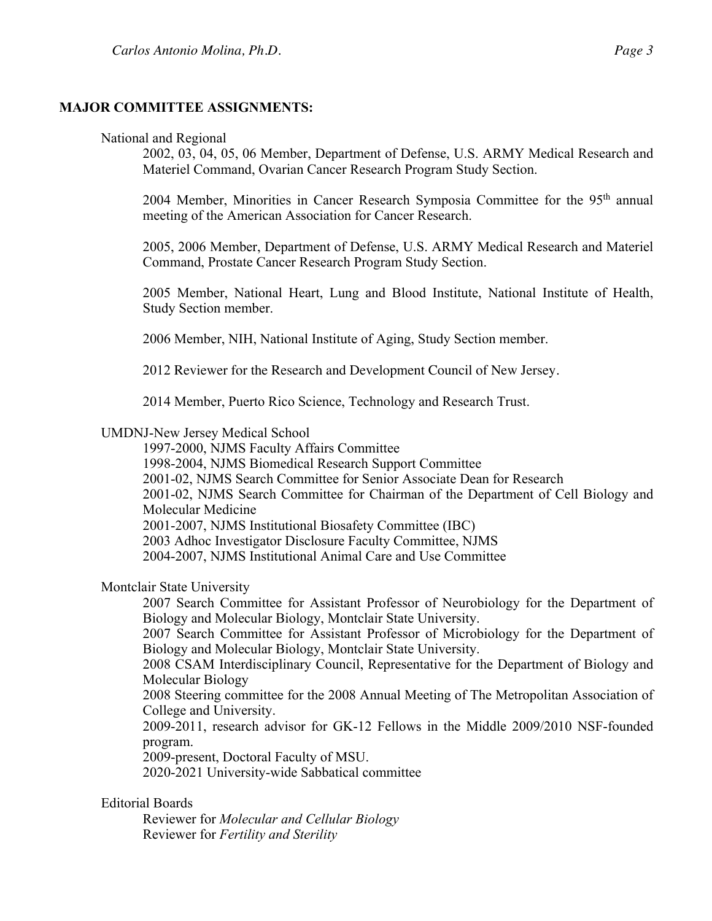## MAJOR COMMITTEE ASSIGNMENTS:

National and Regional

2002, 03, 04, 05, 06 Member, Department of Defense, U.S. ARMY Medical Research and Materiel Command, Ovarian Cancer Research Program Study Section.

2004 Member, Minorities in Cancer Research Symposia Committee for the 95th annual meeting of the American Association for Cancer Research.

2005, 2006 Member, Department of Defense, U.S. ARMY Medical Research and Materiel Command, Prostate Cancer Research Program Study Section.

2005 Member, National Heart, Lung and Blood Institute, National Institute of Health, Study Section member.

2006 Member, NIH, National Institute of Aging, Study Section member.

2012 Reviewer for the Research and Development Council of New Jersey.

2014 Member, Puerto Rico Science, Technology and Research Trust.

UMDNJ-New Jersey Medical School

1997-2000, NJMS Faculty Affairs Committee
1998-2004, NJMS Biomedical Research Support Committee
2001-02, NJMS Search Committee for Senior Associate Dean for Research
2001-02, NJMS Search Committee for Chairman of the Department of Cell Biology and Molecular Medicine
2001-2007, NJMS Institutional Biosafety Committee (IBC)
2003 Adhoc Investigator Disclosure Faculty Committee, NJMS
2004-2007, NJMS Institutional Animal Care and Use Committee

Montclair State University

2007 Search Committee for Assistant Professor of Neurobiology for the Department of Biology and Molecular Biology, Montclair State University.
2007 Search Committee for Assistant Professor of Microbiology for the Department of Biology and Molecular Biology, Montclair State University.
2008 CSAM Interdisciplinary Council, Representative for the Department of Biology and Molecular Biology
2008 Steering committee for the 2008 Annual Meeting of The Metropolitan Association of College and University.
2009-2011, research advisor for GK-12 Fellows in the Middle 2009/2010 NSF-founded program.
2009-present, Doctoral Faculty of MSU.
2020-2021 University-wide Sabbatical committee

Editorial Boards

Reviewer for *Molecular and Cellular Biology*
Reviewer for *Fertility and Sterility*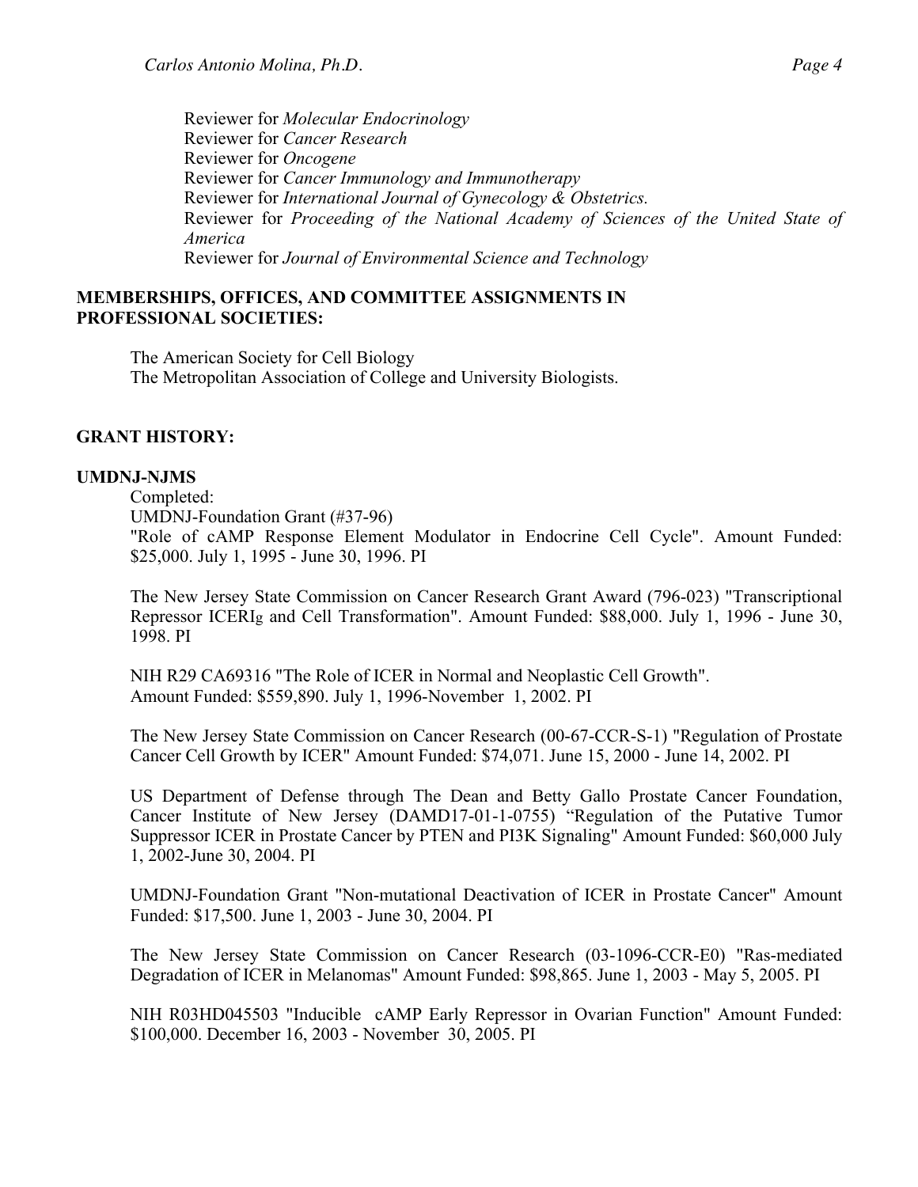Reviewer for *Molecular Endocrinology*
Reviewer for *Cancer Research*
Reviewer for *Oncogene*
Reviewer for *Cancer Immunology and Immunotherapy*
Reviewer for *International Journal of Gynecology & Obstetrics.*
Reviewer for *Proceeding of the National Academy of Sciences of the United State of America*
Reviewer for *Journal of Environmental Science and Technology*

**MEMBERSHIPS, OFFICES, AND COMMITTEE ASSIGNMENTS IN PROFESSIONAL SOCIETIES:**

The American Society for Cell Biology
The Metropolitan Association of College and University Biologists.

**GRANT HISTORY:**

**UMDNJ-NJMS**

Completed:
UMDNJ-Foundation Grant (#37-96)
"Role of cAMP Response Element Modulator in Endocrine Cell Cycle". Amount Funded: $25,000. July 1, 1995 - June 30, 1996. PI

The New Jersey State Commission on Cancer Research Grant Award (796-023) "Transcriptional Repressor ICERIg and Cell Transformation". Amount Funded: $88,000. July 1, 1996 - June 30, 1998. PI

NIH R29 CA69316 "The Role of ICER in Normal and Neoplastic Cell Growth". Amount Funded: $559,890. July 1, 1996-November 1, 2002. PI

The New Jersey State Commission on Cancer Research (00-67-CCR-S-1) "Regulation of Prostate Cancer Cell Growth by ICER" Amount Funded: $74,071. June 15, 2000 - June 14, 2002. PI

US Department of Defense through The Dean and Betty Gallo Prostate Cancer Foundation, Cancer Institute of New Jersey (DAMD17-01-1-0755) "Regulation of the Putative Tumor Suppressor ICER in Prostate Cancer by PTEN and PI3K Signaling" Amount Funded: $60,000 July 1, 2002-June 30, 2004. PI

UMDNJ-Foundation Grant "Non-mutational Deactivation of ICER in Prostate Cancer" Amount Funded: $17,500. June 1, 2003 - June 30, 2004. PI

The New Jersey State Commission on Cancer Research (03-1096-CCR-E0) "Ras-mediated Degradation of ICER in Melanomas" Amount Funded: $98,865. June 1, 2003 - May 5, 2005. PI

NIH R03HD045503 "Inducible cAMP Early Repressor in Ovarian Function" Amount Funded: $100,000. December 16, 2003 - November 30, 2005. PI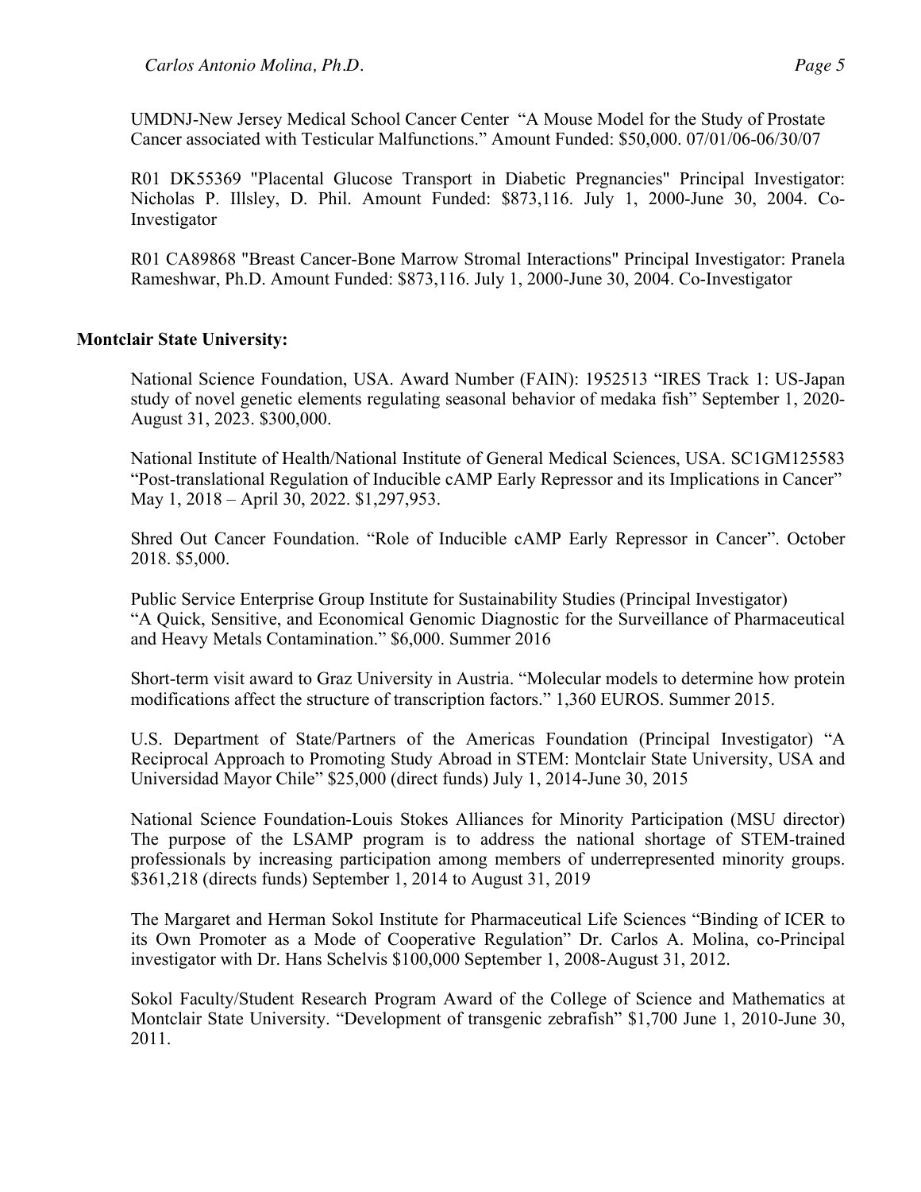UMDNJ-New Jersey Medical School Cancer Center "A Mouse Model for the Study of Prostate Cancer associated with Testicular Malfunctions." Amount Funded: $50,000. 07/01/06-06/30/07

R01 DK55369 "Placental Glucose Transport in Diabetic Pregnancies" Principal Investigator: Nicholas P. Illsley, D. Phil. Amount Funded: $873,116. July 1, 2000-June 30, 2004. Co-Investigator

R01 CA89868 "Breast Cancer-Bone Marrow Stromal Interactions" Principal Investigator: Pranela Rameshwar, Ph.D. Amount Funded: $873,116. July 1, 2000-June 30, 2004. Co-Investigator

**Montclair State University:**

National Science Foundation, USA. Award Number (FAIN): 1952513 "IRES Track 1: US-Japan study of novel genetic elements regulating seasonal behavior of medaka fish" September 1, 2020-August 31, 2023. $300,000.

National Institute of Health/National Institute of General Medical Sciences, USA. SC1GM125583 "Post-translational Regulation of Inducible cAMP Early Repressor and its Implications in Cancer" May 1, 2018 – April 30, 2022. $1,297,953.

Shred Out Cancer Foundation. "Role of Inducible cAMP Early Repressor in Cancer". October 2018. $5,000.

Public Service Enterprise Group Institute for Sustainability Studies (Principal Investigator) "A Quick, Sensitive, and Economical Genomic Diagnostic for the Surveillance of Pharmaceutical and Heavy Metals Contamination." $6,000. Summer 2016

Short-term visit award to Graz University in Austria. "Molecular models to determine how protein modifications affect the structure of transcription factors." 1,360 EUROS. Summer 2015.

U.S. Department of State/Partners of the Americas Foundation (Principal Investigator) "A Reciprocal Approach to Promoting Study Abroad in STEM: Montclair State University, USA and Universidad Mayor Chile" $25,000 (direct funds) July 1, 2014-June 30, 2015

National Science Foundation-Louis Stokes Alliances for Minority Participation (MSU director) The purpose of the LSAMP program is to address the national shortage of STEM-trained professionals by increasing participation among members of underrepresented minority groups. $361,218 (directs funds) September 1, 2014 to August 31, 2019

The Margaret and Herman Sokol Institute for Pharmaceutical Life Sciences "Binding of ICER to its Own Promoter as a Mode of Cooperative Regulation" Dr. Carlos A. Molina, co-Principal investigator with Dr. Hans Schelvis $100,000 September 1, 2008-August 31, 2012.

Sokol Faculty/Student Research Program Award of the College of Science and Mathematics at Montclair State University. "Development of transgenic zebrafish" $1,700 June 1, 2010-June 30, 2011.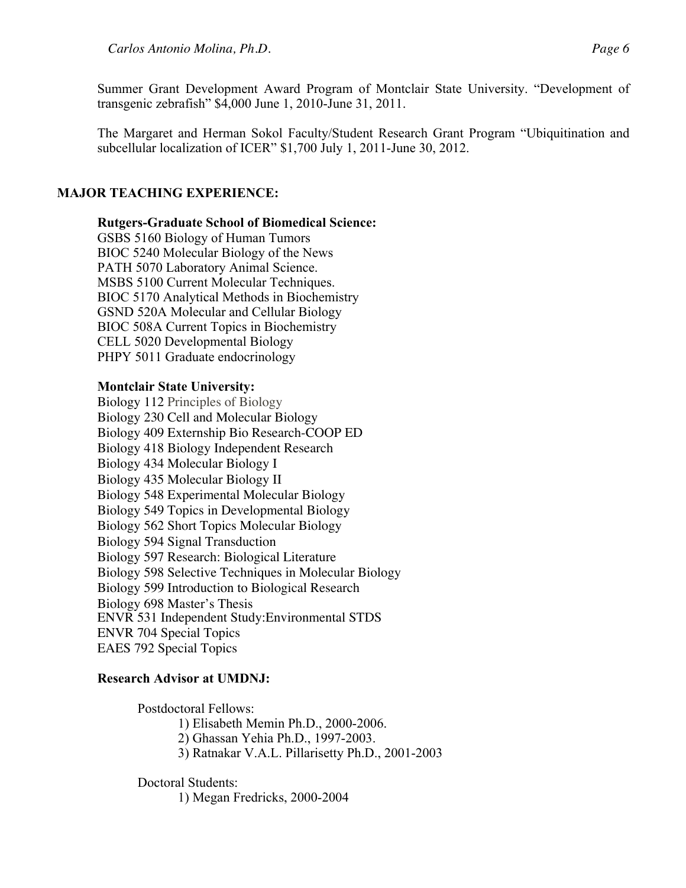Summer Grant Development Award Program of Montclair State University. "Development of transgenic zebrafish" $4,000 June 1, 2010-June 31, 2011.

The Margaret and Herman Sokol Faculty/Student Research Grant Program "Ubiquitination and subcellular localization of ICER" $1,700 July 1, 2011-June 30, 2012.

## MAJOR TEACHING EXPERIENCE:

**Rutgers-Graduate School of Biomedical Science:**

GSBS 5160 Biology of Human Tumors
BIOC 5240 Molecular Biology of the News
PATH 5070 Laboratory Animal Science.
MSBS 5100 Current Molecular Techniques.
BIOC 5170 Analytical Methods in Biochemistry
GSND 520A Molecular and Cellular Biology
BIOC 508A Current Topics in Biochemistry
CELL 5020 Developmental Biology
PHPY 5011 Graduate endocrinology

**Montclair State University:**

Biology 112 Principles of Biology
Biology 230 Cell and Molecular Biology
Biology 409 Externship Bio Research-COOP ED
Biology 418 Biology Independent Research
Biology 434 Molecular Biology I
Biology 435 Molecular Biology II
Biology 548 Experimental Molecular Biology
Biology 549 Topics in Developmental Biology
Biology 562 Short Topics Molecular Biology
Biology 594 Signal Transduction
Biology 597 Research: Biological Literature
Biology 598 Selective Techniques in Molecular Biology
Biology 599 Introduction to Biological Research
Biology 698 Master's Thesis
ENVR 531 Independent Study:Environmental STDS
ENVR 704 Special Topics
EAES 792 Special Topics

**Research Advisor at UMDNJ:**

Postdoctoral Fellows:

1) Elisabeth Memin Ph.D., 2000-2006.
2) Ghassan Yehia Ph.D., 1997-2003.
3) Ratnakar V.A.L. Pillarisetty Ph.D., 2001-2003

Doctoral Students:

1) Megan Fredricks, 2000-2004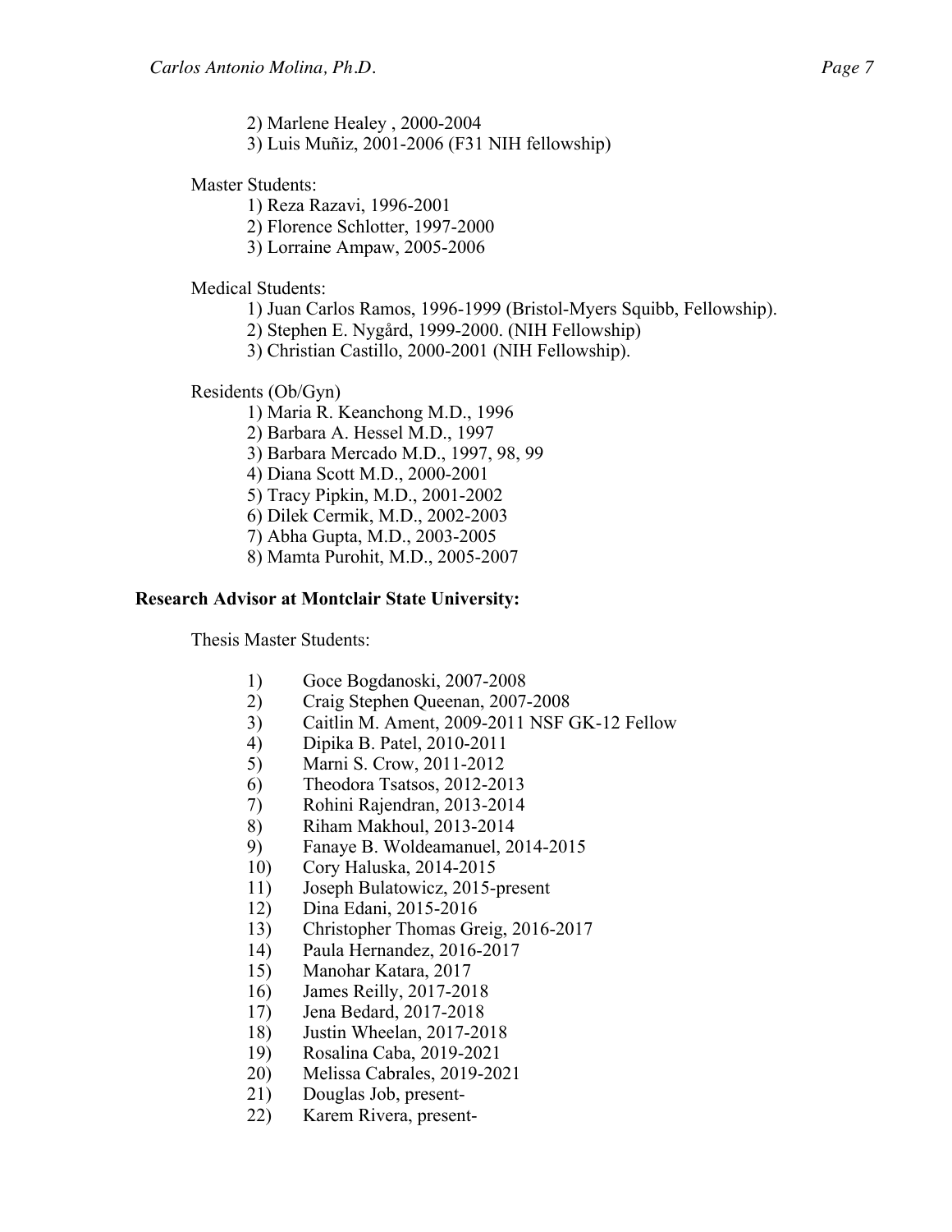2) Marlene Healey , 2000-2004
3) Luis Muñiz, 2001-2006 (F31 NIH fellowship)

Master Students:

1) Reza Razavi, 1996-2001
2) Florence Schlotter, 1997-2000
3) Lorraine Ampaw, 2005-2006

Medical Students:

1) Juan Carlos Ramos, 1996-1999 (Bristol-Myers Squibb, Fellowship).
2) Stephen E. Nygård, 1999-2000. (NIH Fellowship)
3) Christian Castillo, 2000-2001 (NIH Fellowship).

Residents (Ob/Gyn)

1) Maria R. Keanchong M.D., 1996
2) Barbara A. Hessel M.D., 1997
3) Barbara Mercado M.D., 1997, 98, 99
4) Diana Scott M.D., 2000-2001
5) Tracy Pipkin, M.D., 2001-2002
6) Dilek Cermik, M.D., 2002-2003
7) Abha Gupta, M.D., 2003-2005
8) Mamta Purohit, M.D., 2005-2007

**Research Advisor at Montclair State University:**

Thesis Master Students:

1) Goce Bogdanoski, 2007-2008
2) Craig Stephen Queenan, 2007-2008
3) Caitlin M. Ament, 2009-2011 NSF GK-12 Fellow
4) Dipika B. Patel, 2010-2011
5) Marni S. Crow, 2011-2012
6) Theodora Tsatsos, 2012-2013
7) Rohini Rajendran, 2013-2014
8) Riham Makhoul, 2013-2014
9) Fanaye B. Woldeamanuel, 2014-2015
10) Cory Haluska, 2014-2015
11) Joseph Bulatowicz, 2015-present
12) Dina Edani, 2015-2016
13) Christopher Thomas Greig, 2016-2017
14) Paula Hernandez, 2016-2017
15) Manohar Katara, 2017
16) James Reilly, 2017-2018
17) Jena Bedard, 2017-2018
18) Justin Wheelan, 2017-2018
19) Rosalina Caba, 2019-2021
20) Melissa Cabrales, 2019-2021
21) Douglas Job, present-
22) Karem Rivera, present-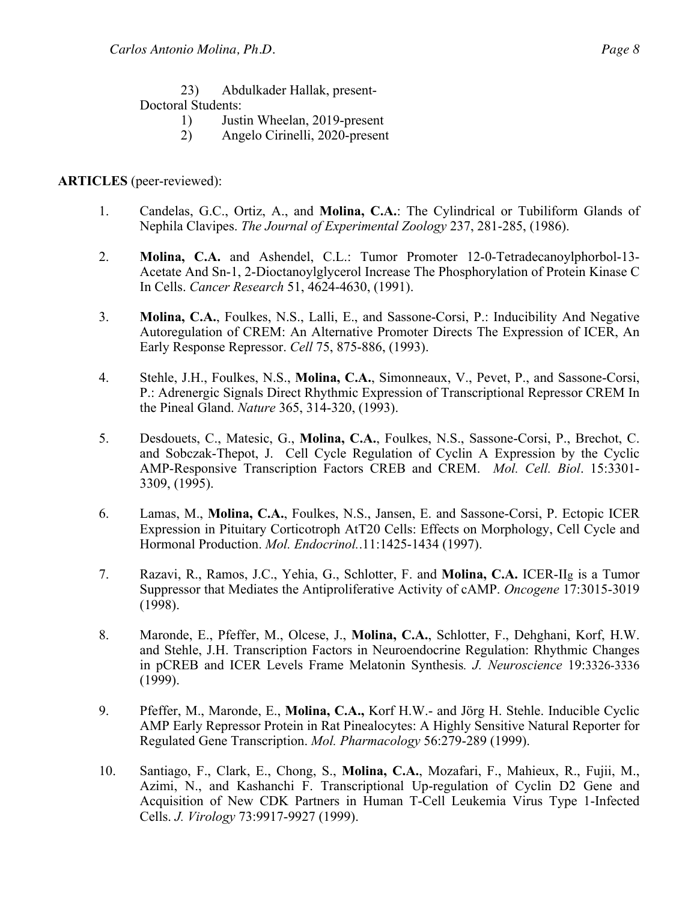23) Abdulkader Hallak, present-

Doctoral Students:

1) Justin Wheelan, 2019-present
2) Angelo Cirinelli, 2020-present

**ARTICLES** (peer-reviewed):

1. Candelas, G.C., Ortiz, A., and **Molina, C.A.**: The Cylindrical or Tubiliform Glands of Nephila Clavipes. *The Journal of Experimental Zoology* 237, 281-285, (1986).

2. **Molina, C.A.** and Ashendel, C.L.: Tumor Promoter 12-0-Tetradecanoylphorbol-13-Acetate And Sn-1, 2-Dioctanoylglycerol Increase The Phosphorylation of Protein Kinase C In Cells. *Cancer Research* 51, 4624-4630, (1991).

3. **Molina, C.A.**, Foulkes, N.S., Lalli, E., and Sassone-Corsi, P.: Inducibility And Negative Autoregulation of CREM: An Alternative Promoter Directs The Expression of ICER, An Early Response Repressor. *Cell* 75, 875-886, (1993).

4. Stehle, J.H., Foulkes, N.S., **Molina, C.A.**, Simonneaux, V., Pevet, P., and Sassone-Corsi, P.: Adrenergic Signals Direct Rhythmic Expression of Transcriptional Repressor CREM In the Pineal Gland. *Nature* 365, 314-320, (1993).

5. Desdouets, C., Matesic, G., **Molina, C.A.**, Foulkes, N.S., Sassone-Corsi, P., Brechot, C. and Sobczak-Thepot, J. Cell Cycle Regulation of Cyclin A Expression by the Cyclic AMP-Responsive Transcription Factors CREB and CREM. *Mol. Cell. Biol*. 15:3301-3309, (1995).

6. Lamas, M., **Molina, C.A.**, Foulkes, N.S., Jansen, E. and Sassone-Corsi, P. Ectopic ICER Expression in Pituitary Corticotroph AtT20 Cells: Effects on Morphology, Cell Cycle and Hormonal Production. *Mol. Endocrinol.*.11:1425-1434 (1997).

7. Razavi, R., Ramos, J.C., Yehia, G., Schlotter, F. and **Molina, C.A.** ICER-IIg is a Tumor Suppressor that Mediates the Antiproliferative Activity of cAMP. *Oncogene* 17:3015-3019 (1998).

8. Maronde, E., Pfeffer, M., Olcese, J., **Molina, C.A.**, Schlotter, F., Dehghani, Korf, H.W. and Stehle, J.H. Transcription Factors in Neuroendocrine Regulation: Rhythmic Changes in pCREB and ICER Levels Frame Melatonin Synthesis*. J. Neuroscience* 19:3326-3336 (1999).

9. Pfeffer, M., Maronde, E., **Molina, C.A.,** Korf H.W.- and Jörg H. Stehle. Inducible Cyclic AMP Early Repressor Protein in Rat Pinealocytes: A Highly Sensitive Natural Reporter for Regulated Gene Transcription. *Mol. Pharmacology* 56:279-289 (1999).

10. Santiago, F., Clark, E., Chong, S., **Molina, C.A.**, Mozafari, F., Mahieux, R., Fujii, M., Azimi, N., and Kashanchi F. Transcriptional Up-regulation of Cyclin D2 Gene and Acquisition of New CDK Partners in Human T-Cell Leukemia Virus Type 1-Infected Cells. *J. Virology* 73:9917-9927 (1999).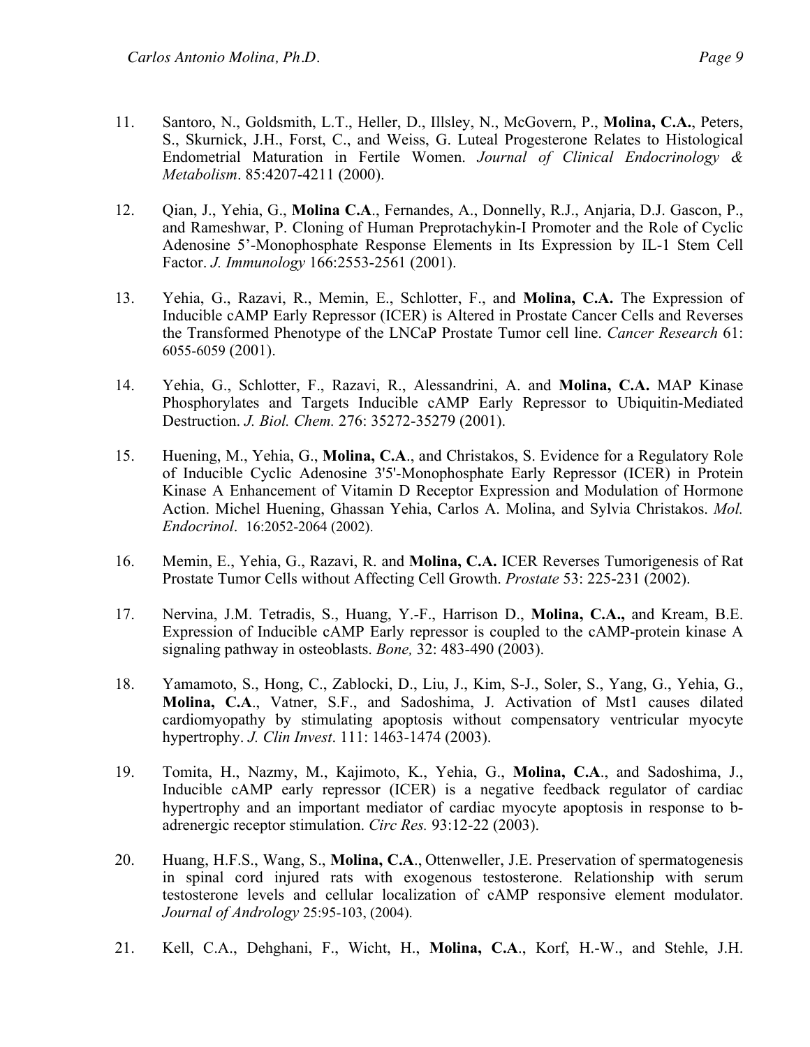11. Santoro, N., Goldsmith, L.T., Heller, D., Illsley, N., McGovern, P., **Molina, C.A.**, Peters, S., Skurnick, J.H., Forst, C., and Weiss, G. Luteal Progesterone Relates to Histological Endometrial Maturation in Fertile Women. *Journal of Clinical Endocrinology & Metabolism*. 85:4207-4211 (2000).

12. Qian, J., Yehia, G., **Molina C.A**., Fernandes, A., Donnelly, R.J., Anjaria, D.J. Gascon, P., and Rameshwar, P. Cloning of Human Preprotachykin-I Promoter and the Role of Cyclic Adenosine 5'-Monophosphate Response Elements in Its Expression by IL-1 Stem Cell Factor. *J. Immunology* 166:2553-2561 (2001).

13. Yehia, G., Razavi, R., Memin, E., Schlotter, F., and **Molina, C.A.** The Expression of Inducible cAMP Early Repressor (ICER) is Altered in Prostate Cancer Cells and Reverses the Transformed Phenotype of the LNCaP Prostate Tumor cell line. *Cancer Research* 61: 6055-6059 (2001).

14. Yehia, G., Schlotter, F., Razavi, R., Alessandrini, A. and **Molina, C.A.** MAP Kinase Phosphorylates and Targets Inducible cAMP Early Repressor to Ubiquitin-Mediated Destruction. *J. Biol. Chem.* 276: 35272-35279 (2001).

15. Huening, M., Yehia, G., **Molina, C.A**., and Christakos, S. Evidence for a Regulatory Role of Inducible Cyclic Adenosine 3'5'-Monophosphate Early Repressor (ICER) in Protein Kinase A Enhancement of Vitamin D Receptor Expression and Modulation of Hormone Action. Michel Huening, Ghassan Yehia, Carlos A. Molina, and Sylvia Christakos. *Mol. Endocrinol*. 16:2052-2064 (2002).

16. Memin, E., Yehia, G., Razavi, R. and **Molina, C.A.** ICER Reverses Tumorigenesis of Rat Prostate Tumor Cells without Affecting Cell Growth. *Prostate* 53: 225-231 (2002).

17. Nervina, J.M. Tetradis, S., Huang, Y.-F., Harrison D., **Molina, C.A.,** and Kream, B.E. Expression of Inducible cAMP Early repressor is coupled to the cAMP-protein kinase A signaling pathway in osteoblasts. *Bone,* 32: 483-490 (2003).

18. Yamamoto, S., Hong, C., Zablocki, D., Liu, J., Kim, S-J., Soler, S., Yang, G., Yehia, G., **Molina, C.A**., Vatner, S.F., and Sadoshima, J. Activation of Mst1 causes dilated cardiomyopathy by stimulating apoptosis without compensatory ventricular myocyte hypertrophy. *J. Clin Invest*. 111: 1463-1474 (2003).

19. Tomita, H., Nazmy, M., Kajimoto, K., Yehia, G., **Molina, C.A**., and Sadoshima, J., Inducible cAMP early repressor (ICER) is a negative feedback regulator of cardiac hypertrophy and an important mediator of cardiac myocyte apoptosis in response to b-adrenergic receptor stimulation. *Circ Res.* 93:12-22 (2003).

20. Huang, H.F.S., Wang, S., **Molina, C.A**., Ottenweller, J.E. Preservation of spermatogenesis in spinal cord injured rats with exogenous testosterone. Relationship with serum testosterone levels and cellular localization of cAMP responsive element modulator. *Journal of Andrology* 25:95-103, (2004).

21. Kell, C.A., Dehghani, F., Wicht, H., **Molina, C.A**., Korf, H.-W., and Stehle, J.H.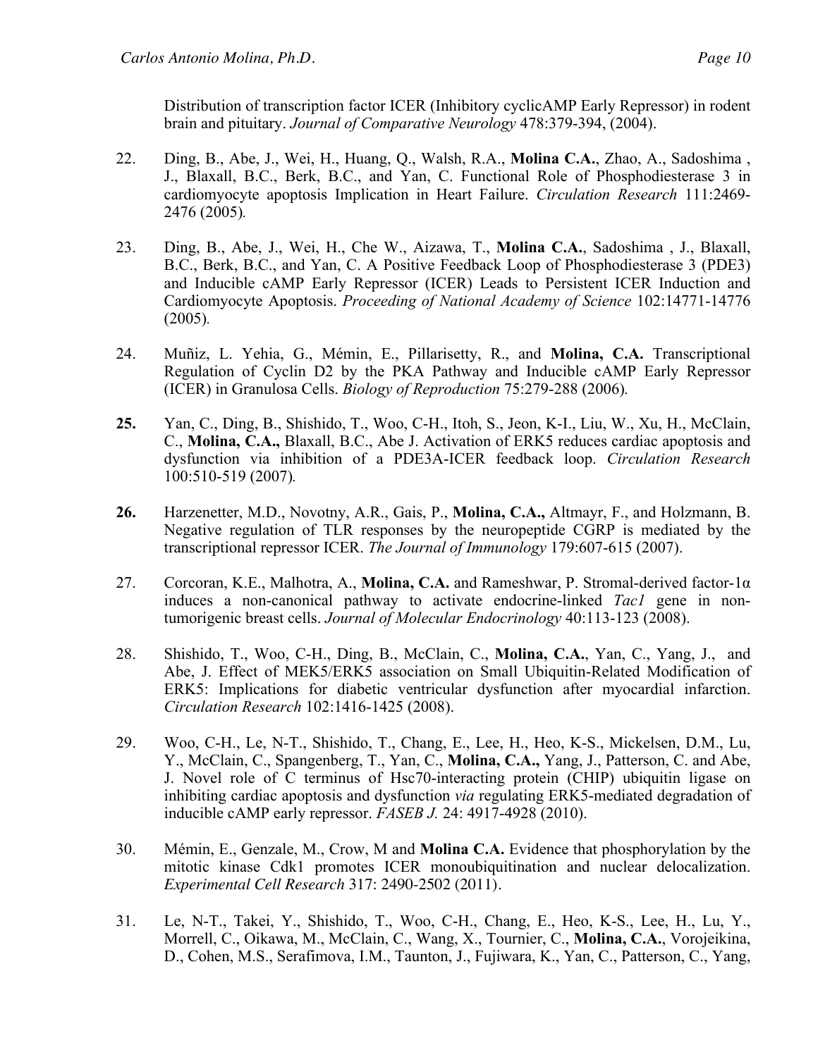Distribution of transcription factor ICER (Inhibitory cyclicAMP Early Repressor) in rodent brain and pituitary. *Journal of Comparative Neurology* 478:379-394, (2004).

22. Ding, B., Abe, J., Wei, H., Huang, Q., Walsh, R.A., **Molina C.A.**, Zhao, A., Sadoshima , J., Blaxall, B.C., Berk, B.C., and Yan, C. Functional Role of Phosphodiesterase 3 in cardiomyocyte apoptosis Implication in Heart Failure. *Circulation Research* 111:2469-2476 (2005).

23. Ding, B., Abe, J., Wei, H., Che W., Aizawa, T., **Molina C.A.**, Sadoshima , J., Blaxall, B.C., Berk, B.C., and Yan, C. A Positive Feedback Loop of Phosphodiesterase 3 (PDE3) and Inducible cAMP Early Repressor (ICER) Leads to Persistent ICER Induction and Cardiomyocyte Apoptosis. *Proceeding of National Academy of Science* 102:14771-14776 (2005).

24. Muñiz, L. Yehia, G., Mémin, E., Pillarisetty, R., and **Molina, C.A.** Transcriptional Regulation of Cyclin D2 by the PKA Pathway and Inducible cAMP Early Repressor (ICER) in Granulosa Cells. *Biology of Reproduction* 75:279-288 (2006).

**25.** Yan, C., Ding, B., Shishido, T., Woo, C-H., Itoh, S., Jeon, K-I., Liu, W., Xu, H., McClain, C., **Molina, C.A.,** Blaxall, B.C., Abe J. Activation of ERK5 reduces cardiac apoptosis and dysfunction via inhibition of a PDE3A-ICER feedback loop. *Circulation Research* 100:510-519 (2007).

**26.** Harzenetter, M.D., Novotny, A.R., Gais, P., **Molina, C.A.,** Altmayr, F., and Holzmann, B. Negative regulation of TLR responses by the neuropeptide CGRP is mediated by the transcriptional repressor ICER. *The Journal of Immunology* 179:607-615 (2007).

27. Corcoran, K.E., Malhotra, A., **Molina, C.A.** and Rameshwar, P. Stromal-derived factor-1α induces a non-canonical pathway to activate endocrine-linked *Tac1* gene in non-tumorigenic breast cells. *Journal of Molecular Endocrinology* 40:113-123 (2008).

28. Shishido, T., Woo, C-H., Ding, B., McClain, C., **Molina, C.A.**, Yan, C., Yang, J., and Abe, J. Effect of MEK5/ERK5 association on Small Ubiquitin-Related Modification of ERK5: Implications for diabetic ventricular dysfunction after myocardial infarction. *Circulation Research* 102:1416-1425 (2008).

29. Woo, C-H., Le, N-T., Shishido, T., Chang, E., Lee, H., Heo, K-S., Mickelsen, D.M., Lu, Y., McClain, C., Spangenberg, T., Yan, C., **Molina, C.A.,** Yang, J., Patterson, C. and Abe, J. Novel role of C terminus of Hsc70-interacting protein (CHIP) ubiquitin ligase on inhibiting cardiac apoptosis and dysfunction *via* regulating ERK5-mediated degradation of inducible cAMP early repressor. *FASEB J.* 24: 4917-4928 (2010).

30. Mémin, E., Genzale, M., Crow, M and **Molina C.A.** Evidence that phosphorylation by the mitotic kinase Cdk1 promotes ICER monoubiquitination and nuclear delocalization. *Experimental Cell Research* 317: 2490-2502 (2011).

31. Le, N-T., Takei, Y., Shishido, T., Woo, C-H., Chang, E., Heo, K-S., Lee, H., Lu, Y., Morrell, C., Oikawa, M., McClain, C., Wang, X., Tournier, C., **Molina, C.A.**, Vorojeikina, D., Cohen, M.S., Serafimova, I.M., Taunton, J., Fujiwara, K., Yan, C., Patterson, C., Yang,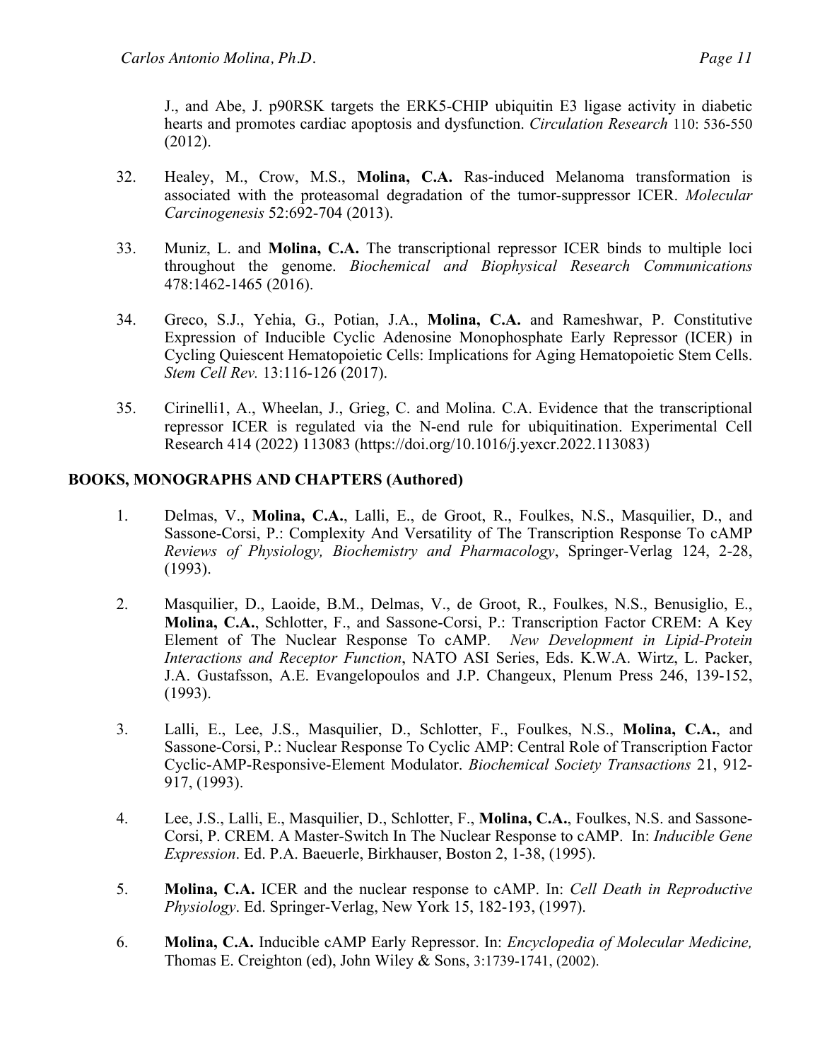J., and Abe, J. p90RSK targets the ERK5-CHIP ubiquitin E3 ligase activity in diabetic hearts and promotes cardiac apoptosis and dysfunction. *Circulation Research* 110: 536-550 (2012).

32. Healey, M., Crow, M.S., **Molina, C.A.** Ras-induced Melanoma transformation is associated with the proteasomal degradation of the tumor-suppressor ICER. *Molecular Carcinogenesis* 52:692-704 (2013).

33. Muniz, L. and **Molina, C.A.** The transcriptional repressor ICER binds to multiple loci throughout the genome. *Biochemical and Biophysical Research Communications* 478:1462-1465 (2016).

34. Greco, S.J., Yehia, G., Potian, J.A., **Molina, C.A.** and Rameshwar, P. Constitutive Expression of Inducible Cyclic Adenosine Monophosphate Early Repressor (ICER) in Cycling Quiescent Hematopoietic Cells: Implications for Aging Hematopoietic Stem Cells. *Stem Cell Rev.* 13:116-126 (2017).

35. Cirinelli1, A., Wheelan, J., Grieg, C. and Molina. C.A. Evidence that the transcriptional repressor ICER is regulated via the N-end rule for ubiquitination. Experimental Cell Research 414 (2022) 113083 (https://doi.org/10.1016/j.yexcr.2022.113083)

## BOOKS, MONOGRAPHS AND CHAPTERS (Authored)

1. Delmas, V., **Molina, C.A.**, Lalli, E., de Groot, R., Foulkes, N.S., Masquilier, D., and Sassone-Corsi, P.: Complexity And Versatility of The Transcription Response To cAMP *Reviews of Physiology, Biochemistry and Pharmacology*, Springer-Verlag 124, 2-28, (1993).

2. Masquilier, D., Laoide, B.M., Delmas, V., de Groot, R., Foulkes, N.S., Benusiglio, E., **Molina, C.A.**, Schlotter, F., and Sassone-Corsi, P.: Transcription Factor CREM: A Key Element of The Nuclear Response To cAMP. *New Development in Lipid-Protein Interactions and Receptor Function*, NATO ASI Series, Eds. K.W.A. Wirtz, L. Packer, J.A. Gustafsson, A.E. Evangelopoulos and J.P. Changeux, Plenum Press 246, 139-152, (1993).

3. Lalli, E., Lee, J.S., Masquilier, D., Schlotter, F., Foulkes, N.S., **Molina, C.A.**, and Sassone-Corsi, P.: Nuclear Response To Cyclic AMP: Central Role of Transcription Factor Cyclic-AMP-Responsive-Element Modulator. *Biochemical Society Transactions* 21, 912-917, (1993).

4. Lee, J.S., Lalli, E., Masquilier, D., Schlotter, F., **Molina, C.A.**, Foulkes, N.S. and Sassone-Corsi, P. CREM. A Master-Switch In The Nuclear Response to cAMP. In: *Inducible Gene Expression*. Ed. P.A. Baeuerle, Birkhauser, Boston 2, 1-38, (1995).

5. **Molina, C.A.** ICER and the nuclear response to cAMP. In: *Cell Death in Reproductive Physiology*. Ed. Springer-Verlag, New York 15, 182-193, (1997).

6. **Molina, C.A.** Inducible cAMP Early Repressor. In: *Encyclopedia of Molecular Medicine,* Thomas E. Creighton (ed), John Wiley & Sons, 3:1739-1741, (2002).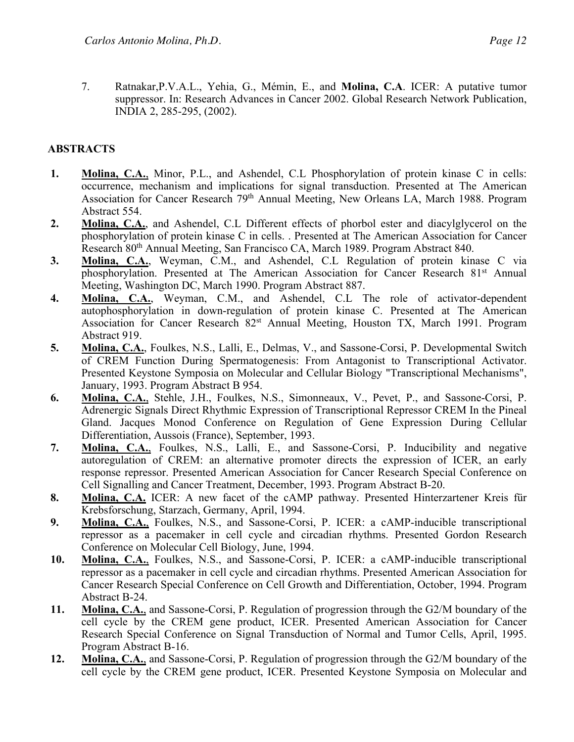7. Ratnakar,P.V.A.L., Yehia, G., Mémin, E., and **Molina, C.A**. ICER: A putative tumor suppressor. In: Research Advances in Cancer 2002. Global Research Network Publication, INDIA 2, 285-295, (2002).

## ABSTRACTS

1. **Molina, C.A.**, Minor, P.L., and Ashendel, C.L Phosphorylation of protein kinase C in cells: occurrence, mechanism and implications for signal transduction. Presented at The American Association for Cancer Research 79th Annual Meeting, New Orleans LA, March 1988. Program Abstract 554.
2. **Molina, C.A.**, and Ashendel, C.L Different effects of phorbol ester and diacylglycerol on the phosphorylation of protein kinase C in cells. . Presented at The American Association for Cancer Research 80th Annual Meeting, San Francisco CA, March 1989. Program Abstract 840.
3. **Molina, C.A.**, Weyman, C.M., and Ashendel, C.L Regulation of protein kinase C via phosphorylation. Presented at The American Association for Cancer Research 81st Annual Meeting, Washington DC, March 1990. Program Abstract 887.
4. **Molina, C.A.**, Weyman, C.M., and Ashendel, C.L The role of activator-dependent autophosphorylation in down-regulation of protein kinase C. Presented at The American Association for Cancer Research 82st Annual Meeting, Houston TX, March 1991. Program Abstract 919.
5. **Molina, C.A.**, Foulkes, N.S., Lalli, E., Delmas, V., and Sassone-Corsi, P. Developmental Switch of CREM Function During Spermatogenesis: From Antagonist to Transcriptional Activator. Presented Keystone Symposia on Molecular and Cellular Biology "Transcriptional Mechanisms", January, 1993. Program Abstract B 954.
6. **Molina, C.A.**, Stehle, J.H., Foulkes, N.S., Simonneaux, V., Pevet, P., and Sassone-Corsi, P. Adrenergic Signals Direct Rhythmic Expression of Transcriptional Repressor CREM In the Pineal Gland. Jacques Monod Conference on Regulation of Gene Expression During Cellular Differentiation, Aussois (France), September, 1993.
7. **Molina, C.A.**, Foulkes, N.S., Lalli, E., and Sassone-Corsi, P. Inducibility and negative autoregulation of CREM: an alternative promoter directs the expression of ICER, an early response repressor. Presented American Association for Cancer Research Special Conference on Cell Signalling and Cancer Treatment, December, 1993. Program Abstract B-20.
8. **Molina, C.A.** ICER: A new facet of the cAMP pathway. Presented Hinterzartener Kreis für Krebsforschung, Starzach, Germany, April, 1994.
9. **Molina, C.A.**, Foulkes, N.S., and Sassone-Corsi, P. ICER: a cAMP-inducible transcriptional repressor as a pacemaker in cell cycle and circadian rhythms. Presented Gordon Research Conference on Molecular Cell Biology, June, 1994.
10. **Molina, C.A.**, Foulkes, N.S., and Sassone-Corsi, P. ICER: a cAMP-inducible transcriptional repressor as a pacemaker in cell cycle and circadian rhythms. Presented American Association for Cancer Research Special Conference on Cell Growth and Differentiation, October, 1994. Program Abstract B-24.
11. **Molina, C.A.**, and Sassone-Corsi, P. Regulation of progression through the G2/M boundary of the cell cycle by the CREM gene product, ICER. Presented American Association for Cancer Research Special Conference on Signal Transduction of Normal and Tumor Cells, April, 1995. Program Abstract B-16.
12. **Molina, C.A.**, and Sassone-Corsi, P. Regulation of progression through the G2/M boundary of the cell cycle by the CREM gene product, ICER. Presented Keystone Symposia on Molecular and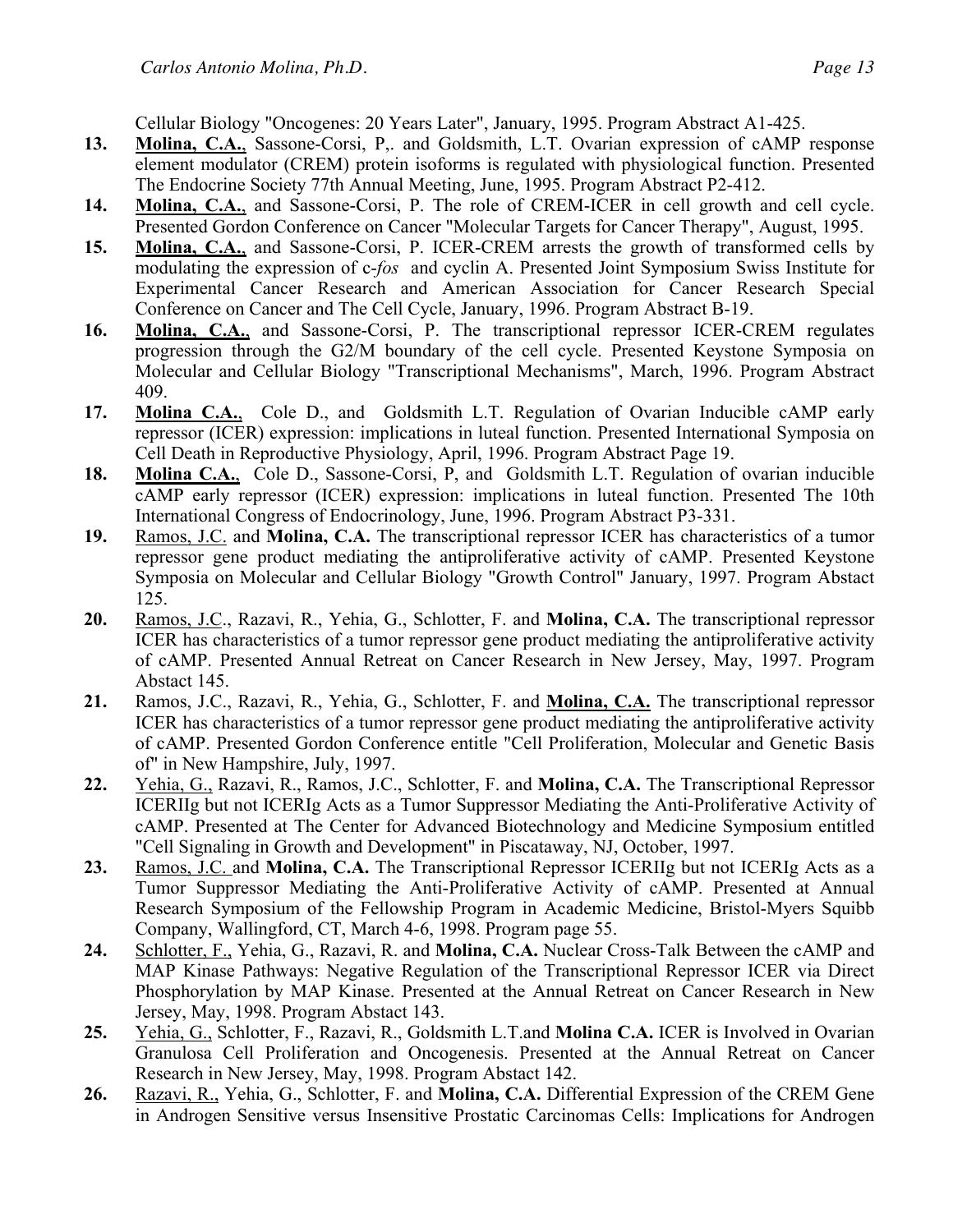Cellular Biology "Oncogenes: 20 Years Later", January, 1995. Program Abstract A1-425.

13. **Molina, C.A.**, Sassone-Corsi, P,. and Goldsmith, L.T. Ovarian expression of cAMP response element modulator (CREM) protein isoforms is regulated with physiological function. Presented The Endocrine Society 77th Annual Meeting, June, 1995. Program Abstract P2-412.
14. **Molina, C.A.**, and Sassone-Corsi, P. The role of CREM-ICER in cell growth and cell cycle. Presented Gordon Conference on Cancer "Molecular Targets for Cancer Therapy", August, 1995.
15. **Molina, C.A.**, and Sassone-Corsi, P. ICER-CREM arrests the growth of transformed cells by modulating the expression of c-*fos* and cyclin A. Presented Joint Symposium Swiss Institute for Experimental Cancer Research and American Association for Cancer Research Special Conference on Cancer and The Cell Cycle, January, 1996. Program Abstract B-19.
16. **Molina, C.A.**, and Sassone-Corsi, P. The transcriptional repressor ICER-CREM regulates progression through the G2/M boundary of the cell cycle. Presented Keystone Symposia on Molecular and Cellular Biology "Transcriptional Mechanisms", March, 1996. Program Abstract 409.
17. **Molina C.A.**, Cole D., and Goldsmith L.T. Regulation of Ovarian Inducible cAMP early repressor (ICER) expression: implications in luteal function. Presented International Symposia on Cell Death in Reproductive Physiology, April, 1996. Program Abstract Page 19.
18. **Molina C.A.**, Cole D., Sassone-Corsi, P, and Goldsmith L.T. Regulation of ovarian inducible cAMP early repressor (ICER) expression: implications in luteal function. Presented The 10th International Congress of Endocrinology, June, 1996. Program Abstract P3-331.
19. Ramos, J.C. and **Molina, C.A.** The transcriptional repressor ICER has characteristics of a tumor repressor gene product mediating the antiproliferative activity of cAMP. Presented Keystone Symposia on Molecular and Cellular Biology "Growth Control" January, 1997. Program Abstact 125.
20. Ramos, J.C., Razavi, R., Yehia, G., Schlotter, F. and **Molina, C.A.** The transcriptional repressor ICER has characteristics of a tumor repressor gene product mediating the antiproliferative activity of cAMP. Presented Annual Retreat on Cancer Research in New Jersey, May, 1997. Program Abstact 145.
21. Ramos, J.C., Razavi, R., Yehia, G., Schlotter, F. and **Molina, C.A.** The transcriptional repressor ICER has characteristics of a tumor repressor gene product mediating the antiproliferative activity of cAMP. Presented Gordon Conference entitle "Cell Proliferation, Molecular and Genetic Basis of" in New Hampshire, July, 1997.
22. Yehia, G., Razavi, R., Ramos, J.C., Schlotter, F. and **Molina, C.A.** The Transcriptional Repressor ICERIIg but not ICERIg Acts as a Tumor Suppressor Mediating the Anti-Proliferative Activity of cAMP. Presented at The Center for Advanced Biotechnology and Medicine Symposium entitled "Cell Signaling in Growth and Development" in Piscataway, NJ, October, 1997.
23. Ramos, J.C. and **Molina, C.A.** The Transcriptional Repressor ICERIIg but not ICERIg Acts as a Tumor Suppressor Mediating the Anti-Proliferative Activity of cAMP. Presented at Annual Research Symposium of the Fellowship Program in Academic Medicine, Bristol-Myers Squibb Company, Wallingford, CT, March 4-6, 1998. Program page 55.
24. Schlotter, F., Yehia, G., Razavi, R. and **Molina, C.A.** Nuclear Cross-Talk Between the cAMP and MAP Kinase Pathways: Negative Regulation of the Transcriptional Repressor ICER via Direct Phosphorylation by MAP Kinase. Presented at the Annual Retreat on Cancer Research in New Jersey, May, 1998. Program Abstact 143.
25. Yehia, G., Schlotter, F., Razavi, R., Goldsmith L.T.and **Molina C.A.** ICER is Involved in Ovarian Granulosa Cell Proliferation and Oncogenesis. Presented at the Annual Retreat on Cancer Research in New Jersey, May, 1998. Program Abstact 142.
26. Razavi, R., Yehia, G., Schlotter, F. and **Molina, C.A.** Differential Expression of the CREM Gene in Androgen Sensitive versus Insensitive Prostatic Carcinomas Cells: Implications for Androgen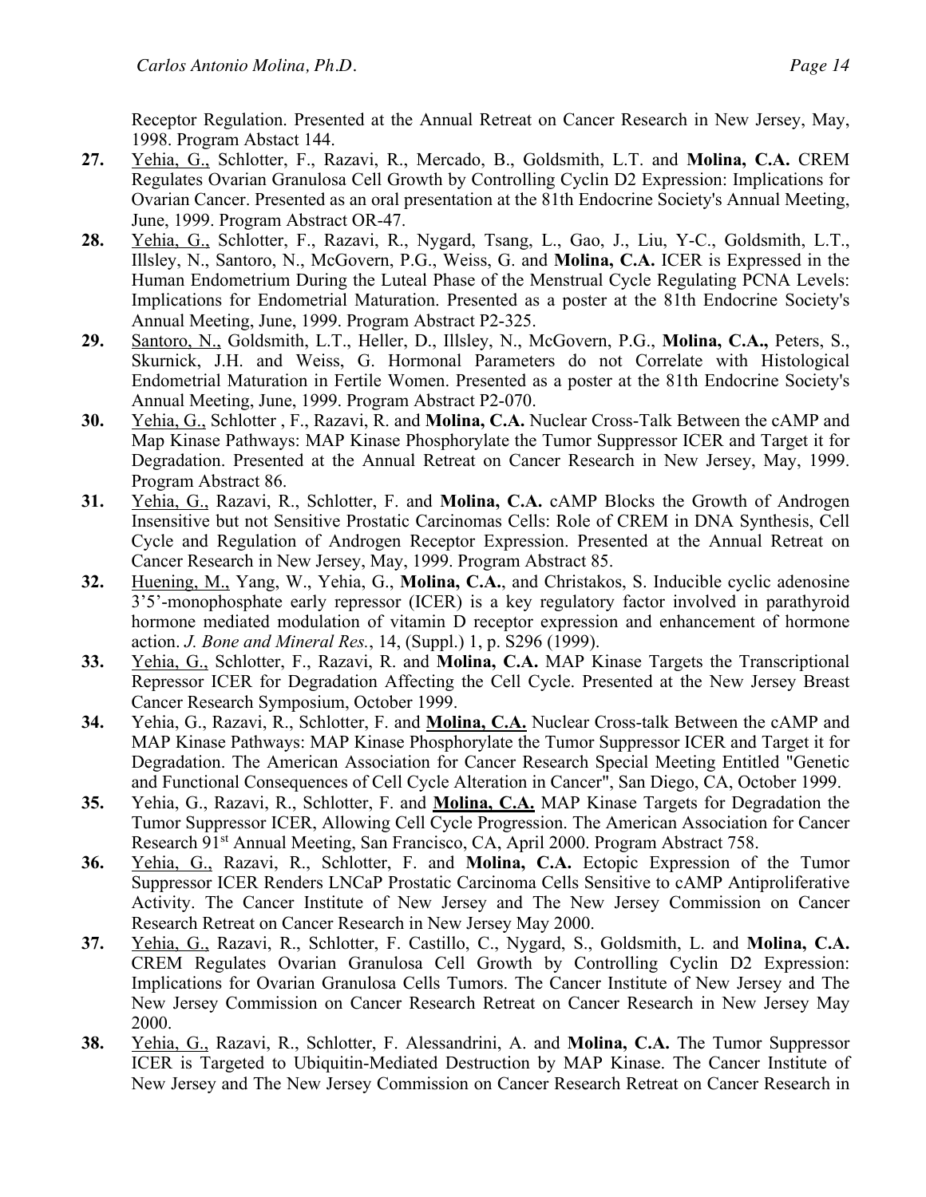Receptor Regulation. Presented at the Annual Retreat on Cancer Research in New Jersey, May, 1998. Program Abstact 144.

27. Yehia, G., Schlotter, F., Razavi, R., Mercado, B., Goldsmith, L.T. and **Molina, C.A.** CREM Regulates Ovarian Granulosa Cell Growth by Controlling Cyclin D2 Expression: Implications for Ovarian Cancer. Presented as an oral presentation at the 81th Endocrine Society's Annual Meeting, June, 1999. Program Abstract OR-47.

28. Yehia, G., Schlotter, F., Razavi, R., Nygard, Tsang, L., Gao, J., Liu, Y-C., Goldsmith, L.T., Illsley, N., Santoro, N., McGovern, P.G., Weiss, G. and **Molina, C.A.** ICER is Expressed in the Human Endometrium During the Luteal Phase of the Menstrual Cycle Regulating PCNA Levels: Implications for Endometrial Maturation. Presented as a poster at the 81th Endocrine Society's Annual Meeting, June, 1999. Program Abstract P2-325.

29. Santoro, N., Goldsmith, L.T., Heller, D., Illsley, N., McGovern, P.G., **Molina, C.A.,** Peters, S., Skurnick, J.H. and Weiss, G. Hormonal Parameters do not Correlate with Histological Endometrial Maturation in Fertile Women. Presented as a poster at the 81th Endocrine Society's Annual Meeting, June, 1999. Program Abstract P2-070.

30. Yehia, G., Schlotter , F., Razavi, R. and **Molina, C.A.** Nuclear Cross-Talk Between the cAMP and Map Kinase Pathways: MAP Kinase Phosphorylate the Tumor Suppressor ICER and Target it for Degradation. Presented at the Annual Retreat on Cancer Research in New Jersey, May, 1999. Program Abstract 86.

31. Yehia, G., Razavi, R., Schlotter, F. and **Molina, C.A.** cAMP Blocks the Growth of Androgen Insensitive but not Sensitive Prostatic Carcinomas Cells: Role of CREM in DNA Synthesis, Cell Cycle and Regulation of Androgen Receptor Expression. Presented at the Annual Retreat on Cancer Research in New Jersey, May, 1999. Program Abstract 85.

32. Huening, M., Yang, W., Yehia, G., **Molina, C.A.**, and Christakos, S. Inducible cyclic adenosine 3'5'-monophosphate early repressor (ICER) is a key regulatory factor involved in parathyroid hormone mediated modulation of vitamin D receptor expression and enhancement of hormone action. *J. Bone and Mineral Res.*, 14, (Suppl.) 1, p. S296 (1999).

33. Yehia, G., Schlotter, F., Razavi, R. and **Molina, C.A.** MAP Kinase Targets the Transcriptional Repressor ICER for Degradation Affecting the Cell Cycle. Presented at the New Jersey Breast Cancer Research Symposium, October 1999.

34. Yehia, G., Razavi, R., Schlotter, F. and **Molina, C.A.** Nuclear Cross-talk Between the cAMP and MAP Kinase Pathways: MAP Kinase Phosphorylate the Tumor Suppressor ICER and Target it for Degradation. The American Association for Cancer Research Special Meeting Entitled "Genetic and Functional Consequences of Cell Cycle Alteration in Cancer", San Diego, CA, October 1999.

35. Yehia, G., Razavi, R., Schlotter, F. and **Molina, C.A.** MAP Kinase Targets for Degradation the Tumor Suppressor ICER, Allowing Cell Cycle Progression. The American Association for Cancer Research 91st Annual Meeting, San Francisco, CA, April 2000. Program Abstract 758.

36. Yehia, G., Razavi, R., Schlotter, F. and **Molina, C.A.** Ectopic Expression of the Tumor Suppressor ICER Renders LNCaP Prostatic Carcinoma Cells Sensitive to cAMP Antiproliferative Activity. The Cancer Institute of New Jersey and The New Jersey Commission on Cancer Research Retreat on Cancer Research in New Jersey May 2000.

37. Yehia, G., Razavi, R., Schlotter, F. Castillo, C., Nygard, S., Goldsmith, L. and **Molina, C.A.** CREM Regulates Ovarian Granulosa Cell Growth by Controlling Cyclin D2 Expression: Implications for Ovarian Granulosa Cells Tumors. The Cancer Institute of New Jersey and The New Jersey Commission on Cancer Research Retreat on Cancer Research in New Jersey May 2000.

38. Yehia, G., Razavi, R., Schlotter, F. Alessandrini, A. and **Molina, C.A.** The Tumor Suppressor ICER is Targeted to Ubiquitin-Mediated Destruction by MAP Kinase. The Cancer Institute of New Jersey and The New Jersey Commission on Cancer Research Retreat on Cancer Research in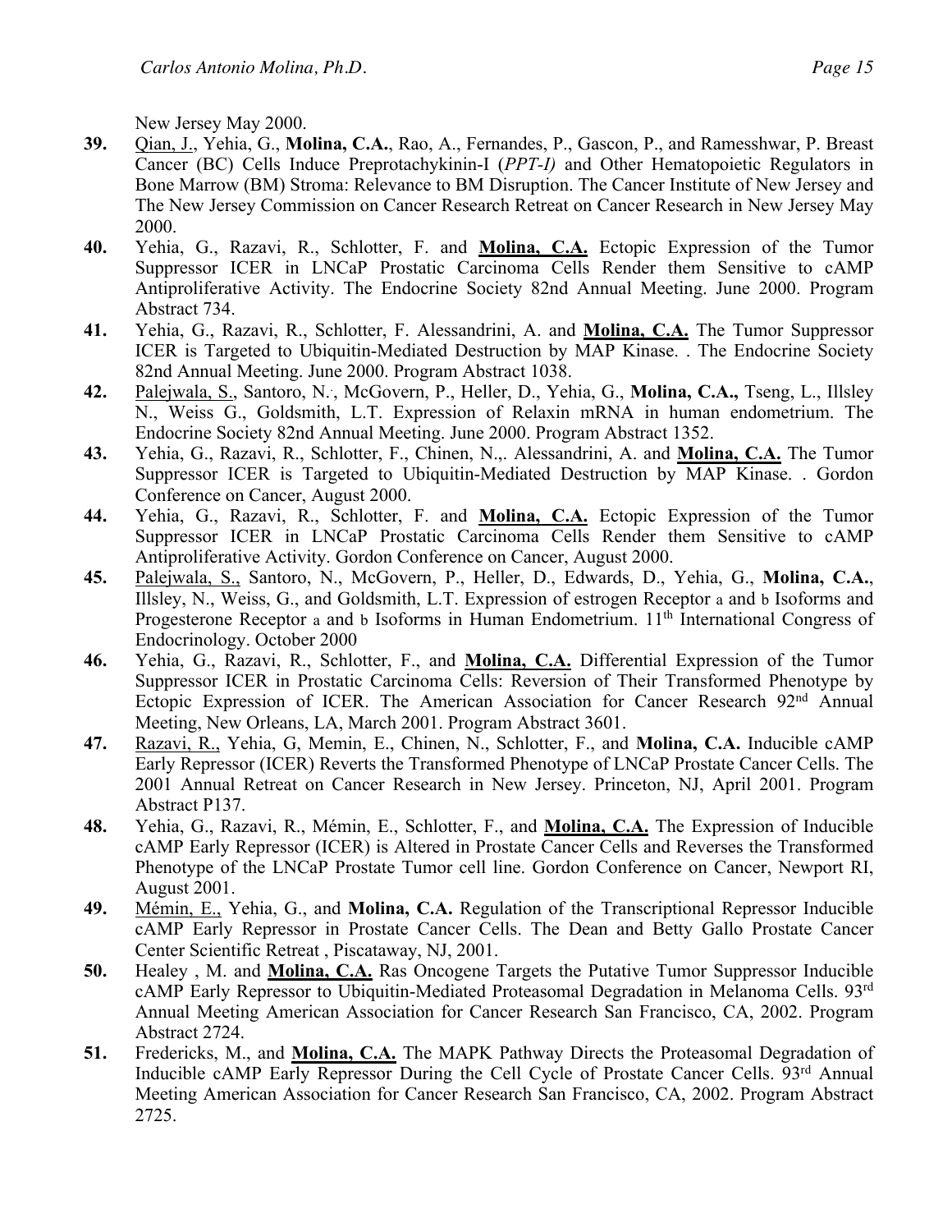New Jersey May 2000.

**39.** <u>Qian, J.</u>, Yehia, G., **Molina, C.A.**, Rao, A., Fernandes, P., Gascon, P., and Ramesshwar, P. Breast Cancer (BC) Cells Induce Preprotachykinin-I (*PPT-I)* and Other Hematopoietic Regulators in Bone Marrow (BM) Stroma: Relevance to BM Disruption. The Cancer Institute of New Jersey and The New Jersey Commission on Cancer Research Retreat on Cancer Research in New Jersey May 2000.

**40.** Yehia, G., Razavi, R., Schlotter, F. and **<u>Molina, C.A.</u>** Ectopic Expression of the Tumor Suppressor ICER in LNCaP Prostatic Carcinoma Cells Render them Sensitive to cAMP Antiproliferative Activity. The Endocrine Society 82nd Annual Meeting. June 2000. Program Abstract 734.

**41.** Yehia, G., Razavi, R., Schlotter, F. Alessandrini, A. and **<u>Molina, C.A.</u>** The Tumor Suppressor ICER is Targeted to Ubiquitin-Mediated Destruction by MAP Kinase. . The Endocrine Society 82nd Annual Meeting. June 2000. Program Abstract 1038.

**42.** <u>Palejwala, S.</u>, Santoro, N.·, McGovern, P., Heller, D., Yehia, G., **Molina, C.A.,** Tseng, L., Illsley N., Weiss G., Goldsmith, L.T. Expression of Relaxin mRNA in human endometrium. The Endocrine Society 82nd Annual Meeting. June 2000. Program Abstract 1352.

**43.** Yehia, G., Razavi, R., Schlotter, F., Chinen, N.,. Alessandrini, A. and **<u>Molina, C.A.</u>** The Tumor Suppressor ICER is Targeted to Ubiquitin-Mediated Destruction by MAP Kinase. . Gordon Conference on Cancer, August 2000.

**44.** Yehia, G., Razavi, R., Schlotter, F. and **<u>Molina, C.A.</u>** Ectopic Expression of the Tumor Suppressor ICER in LNCaP Prostatic Carcinoma Cells Render them Sensitive to cAMP Antiproliferative Activity. Gordon Conference on Cancer, August 2000.

**45.** <u>Palejwala, S.,</u> Santoro, N., McGovern, P., Heller, D., Edwards, D., Yehia, G., **Molina, C.A.**, Illsley, N., Weiss, G., and Goldsmith, L.T. Expression of estrogen Receptor a and b Isoforms and Progesterone Receptor a and b Isoforms in Human Endometrium. 11th International Congress of Endocrinology. October 2000

**46.** Yehia, G., Razavi, R., Schlotter, F., and **<u>Molina, C.A.</u>** Differential Expression of the Tumor Suppressor ICER in Prostatic Carcinoma Cells: Reversion of Their Transformed Phenotype by Ectopic Expression of ICER. The American Association for Cancer Research 92nd Annual Meeting, New Orleans, LA, March 2001. Program Abstract 3601.

**47.** <u>Razavi, R.,</u> Yehia, G, Memin, E., Chinen, N., Schlotter, F., and **Molina, C.A.** Inducible cAMP Early Repressor (ICER) Reverts the Transformed Phenotype of LNCaP Prostate Cancer Cells. The 2001 Annual Retreat on Cancer Research in New Jersey. Princeton, NJ, April 2001. Program Abstract P137.

**48.** Yehia, G., Razavi, R., Mémin, E., Schlotter, F., and **<u>Molina, C.A.</u>** The Expression of Inducible cAMP Early Repressor (ICER) is Altered in Prostate Cancer Cells and Reverses the Transformed Phenotype of the LNCaP Prostate Tumor cell line. Gordon Conference on Cancer, Newport RI, August 2001.

**49.** <u>Mémin, E.,</u> Yehia, G., and **Molina, C.A.** Regulation of the Transcriptional Repressor Inducible cAMP Early Repressor in Prostate Cancer Cells. The Dean and Betty Gallo Prostate Cancer Center Scientific Retreat , Piscataway, NJ, 2001.

**50.** Healey , M. and **<u>Molina, C.A.</u>** Ras Oncogene Targets the Putative Tumor Suppressor Inducible cAMP Early Repressor to Ubiquitin-Mediated Proteasomal Degradation in Melanoma Cells. 93rd Annual Meeting American Association for Cancer Research San Francisco, CA, 2002. Program Abstract 2724.

**51.** Fredericks, M., and **<u>Molina, C.A.</u>** The MAPK Pathway Directs the Proteasomal Degradation of Inducible cAMP Early Repressor During the Cell Cycle of Prostate Cancer Cells. 93rd Annual Meeting American Association for Cancer Research San Francisco, CA, 2002. Program Abstract 2725.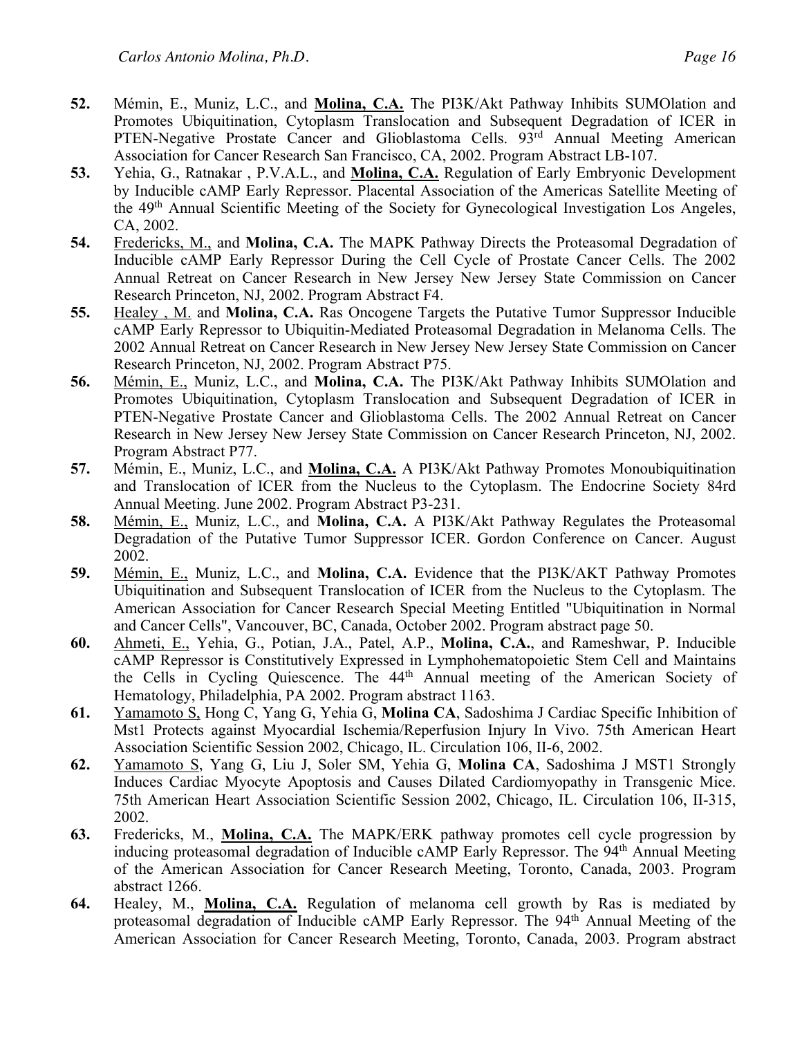52. Mémin, E., Muniz, L.C., and **Molina, C.A.** The PI3K/Akt Pathway Inhibits SUMOlation and Promotes Ubiquitination, Cytoplasm Translocation and Subsequent Degradation of ICER in PTEN-Negative Prostate Cancer and Glioblastoma Cells. 93rd Annual Meeting American Association for Cancer Research San Francisco, CA, 2002. Program Abstract LB-107.
53. Yehia, G., Ratnakar , P.V.A.L., and **Molina, C.A.** Regulation of Early Embryonic Development by Inducible cAMP Early Repressor. Placental Association of the Americas Satellite Meeting of the 49th Annual Scientific Meeting of the Society for Gynecological Investigation Los Angeles, CA, 2002.
54. Fredericks, M., and **Molina, C.A.** The MAPK Pathway Directs the Proteasomal Degradation of Inducible cAMP Early Repressor During the Cell Cycle of Prostate Cancer Cells. The 2002 Annual Retreat on Cancer Research in New Jersey New Jersey State Commission on Cancer Research Princeton, NJ, 2002. Program Abstract F4.
55. Healey , M. and **Molina, C.A.** Ras Oncogene Targets the Putative Tumor Suppressor Inducible cAMP Early Repressor to Ubiquitin-Mediated Proteasomal Degradation in Melanoma Cells. The 2002 Annual Retreat on Cancer Research in New Jersey New Jersey State Commission on Cancer Research Princeton, NJ, 2002. Program Abstract P75.
56. Mémin, E., Muniz, L.C., and **Molina, C.A.** The PI3K/Akt Pathway Inhibits SUMOlation and Promotes Ubiquitination, Cytoplasm Translocation and Subsequent Degradation of ICER in PTEN-Negative Prostate Cancer and Glioblastoma Cells. The 2002 Annual Retreat on Cancer Research in New Jersey New Jersey State Commission on Cancer Research Princeton, NJ, 2002. Program Abstract P77.
57. Mémin, E., Muniz, L.C., and **Molina, C.A.** A PI3K/Akt Pathway Promotes Monoubiquitination and Translocation of ICER from the Nucleus to the Cytoplasm. The Endocrine Society 84rd Annual Meeting. June 2002. Program Abstract P3-231.
58. Mémin, E., Muniz, L.C., and **Molina, C.A.** A PI3K/Akt Pathway Regulates the Proteasomal Degradation of the Putative Tumor Suppressor ICER. Gordon Conference on Cancer. August 2002.
59. Mémin, E., Muniz, L.C., and **Molina, C.A.** Evidence that the PI3K/AKT Pathway Promotes Ubiquitination and Subsequent Translocation of ICER from the Nucleus to the Cytoplasm. The American Association for Cancer Research Special Meeting Entitled "Ubiquitination in Normal and Cancer Cells", Vancouver, BC, Canada, October 2002. Program abstract page 50.
60. Ahmeti, E., Yehia, G., Potian, J.A., Patel, A.P., **Molina, C.A.**, and Rameshwar, P. Inducible cAMP Repressor is Constitutively Expressed in Lymphohematopoietic Stem Cell and Maintains the Cells in Cycling Quiescence. The 44th Annual meeting of the American Society of Hematology, Philadelphia, PA 2002. Program abstract 1163.
61. Yamamoto S, Hong C, Yang G, Yehia G, **Molina CA**, Sadoshima J Cardiac Specific Inhibition of Mst1 Protects against Myocardial Ischemia/Reperfusion Injury In Vivo. 75th American Heart Association Scientific Session 2002, Chicago, IL. Circulation 106, II-6, 2002.
62. Yamamoto S, Yang G, Liu J, Soler SM, Yehia G, **Molina CA**, Sadoshima J MST1 Strongly Induces Cardiac Myocyte Apoptosis and Causes Dilated Cardiomyopathy in Transgenic Mice. 75th American Heart Association Scientific Session 2002, Chicago, IL. Circulation 106, II-315, 2002.
63. Fredericks, M., **Molina, C.A.** The MAPK/ERK pathway promotes cell cycle progression by inducing proteasomal degradation of Inducible cAMP Early Repressor. The 94th Annual Meeting of the American Association for Cancer Research Meeting, Toronto, Canada, 2003. Program abstract 1266.
64. Healey, M., **Molina, C.A.** Regulation of melanoma cell growth by Ras is mediated by proteasomal degradation of Inducible cAMP Early Repressor. The 94th Annual Meeting of the American Association for Cancer Research Meeting, Toronto, Canada, 2003. Program abstract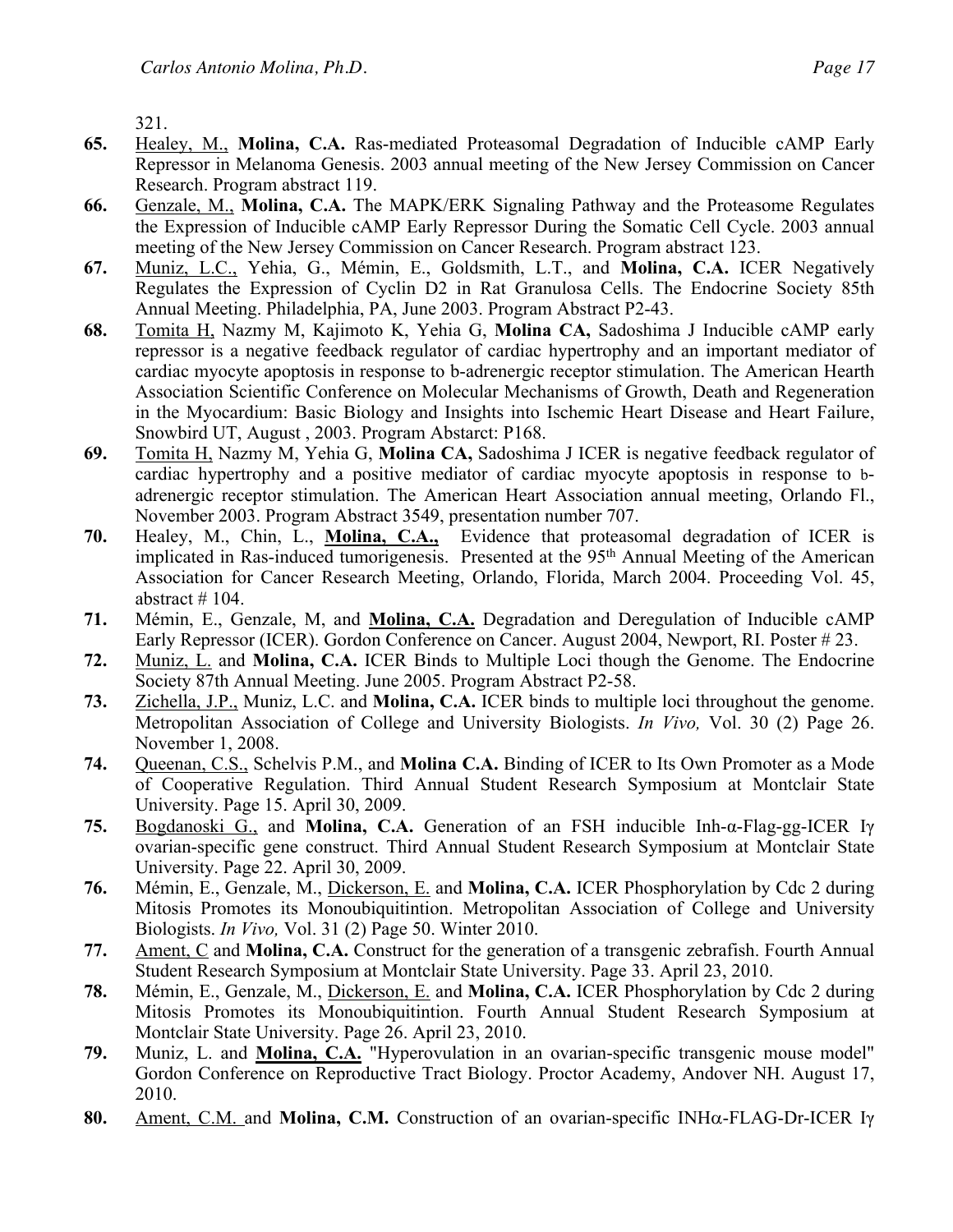321.

65. <u>Healey, M.,</u> **Molina, C.A.** Ras-mediated Proteasomal Degradation of Inducible cAMP Early Repressor in Melanoma Genesis. 2003 annual meeting of the New Jersey Commission on Cancer Research. Program abstract 119.
66. <u>Genzale, M.,</u> **Molina, C.A.** The MAPK/ERK Signaling Pathway and the Proteasome Regulates the Expression of Inducible cAMP Early Repressor During the Somatic Cell Cycle. 2003 annual meeting of the New Jersey Commission on Cancer Research. Program abstract 123.
67. <u>Muniz, L.C.,</u> Yehia, G., Mémin, E., Goldsmith, L.T., and **Molina, C.A.** ICER Negatively Regulates the Expression of Cyclin D2 in Rat Granulosa Cells. The Endocrine Society 85th Annual Meeting. Philadelphia, PA, June 2003. Program Abstract P2-43.
68. <u>Tomita H,</u> Nazmy M, Kajimoto K, Yehia G, **Molina CA,** Sadoshima J Inducible cAMP early repressor is a negative feedback regulator of cardiac hypertrophy and an important mediator of cardiac myocyte apoptosis in response to b-adrenergic receptor stimulation. The American Hearth Association Scientific Conference on Molecular Mechanisms of Growth, Death and Regeneration in the Myocardium: Basic Biology and Insights into Ischemic Heart Disease and Heart Failure, Snowbird UT, August , 2003. Program Abstarct: P168.
69. <u>Tomita H,</u> Nazmy M, Yehia G, **Molina CA,** Sadoshima J ICER is negative feedback regulator of cardiac hypertrophy and a positive mediator of cardiac myocyte apoptosis in response to b-adrenergic receptor stimulation. The American Heart Association annual meeting, Orlando Fl., November 2003. Program Abstract 3549, presentation number 707.
70. Healey, M., Chin, L., **<u>Molina, C.A.,</u>** Evidence that proteasomal degradation of ICER is implicated in Ras-induced tumorigenesis. Presented at the 95th Annual Meeting of the American Association for Cancer Research Meeting, Orlando, Florida, March 2004. Proceeding Vol. 45, abstract # 104.
71. Mémin, E., Genzale, M, and **<u>Molina, C.A.</u>** Degradation and Deregulation of Inducible cAMP Early Repressor (ICER). Gordon Conference on Cancer. August 2004, Newport, RI. Poster # 23.
72. <u>Muniz, L.</u> and **Molina, C.A.** ICER Binds to Multiple Loci though the Genome. The Endocrine Society 87th Annual Meeting. June 2005. Program Abstract P2-58.
73. <u>Zichella, J.P.,</u> Muniz, L.C. and **Molina, C.A.** ICER binds to multiple loci throughout the genome. Metropolitan Association of College and University Biologists. *In Vivo,* Vol. 30 (2) Page 26. November 1, 2008.
74. <u>Queenan, C.S.,</u> Schelvis P.M., and **Molina C.A.** Binding of ICER to Its Own Promoter as a Mode of Cooperative Regulation. Third Annual Student Research Symposium at Montclair State University. Page 15. April 30, 2009.
75. <u>Bogdanoski G.,</u> and **Molina, C.A.** Generation of an FSH inducible Inh-α-Flag-gg-ICER Iγ ovarian-specific gene construct. Third Annual Student Research Symposium at Montclair State University. Page 22. April 30, 2009.
76. Mémin, E., Genzale, M., <u>Dickerson, E.</u> and **Molina, C.A.** ICER Phosphorylation by Cdc 2 during Mitosis Promotes its Monoubiquitintion. Metropolitan Association of College and University Biologists. *In Vivo,* Vol. 31 (2) Page 50. Winter 2010.
77. <u>Ament, C</u> and **Molina, C.A.** Construct for the generation of a transgenic zebrafish. Fourth Annual Student Research Symposium at Montclair State University. Page 33. April 23, 2010.
78. Mémin, E., Genzale, M., <u>Dickerson, E.</u> and **Molina, C.A.** ICER Phosphorylation by Cdc 2 during Mitosis Promotes its Monoubiquitintion. Fourth Annual Student Research Symposium at Montclair State University. Page 26. April 23, 2010.
79. Muniz, L. and **<u>Molina, C.A.</u>** "Hyperovulation in an ovarian-specific transgenic mouse model" Gordon Conference on Reproductive Tract Biology. Proctor Academy, Andover NH. August 17, 2010.
80. <u>Ament, C.M.</u> and **Molina, C.M.** Construction of an ovarian-specific INHα-FLAG-Dr-ICER Iγ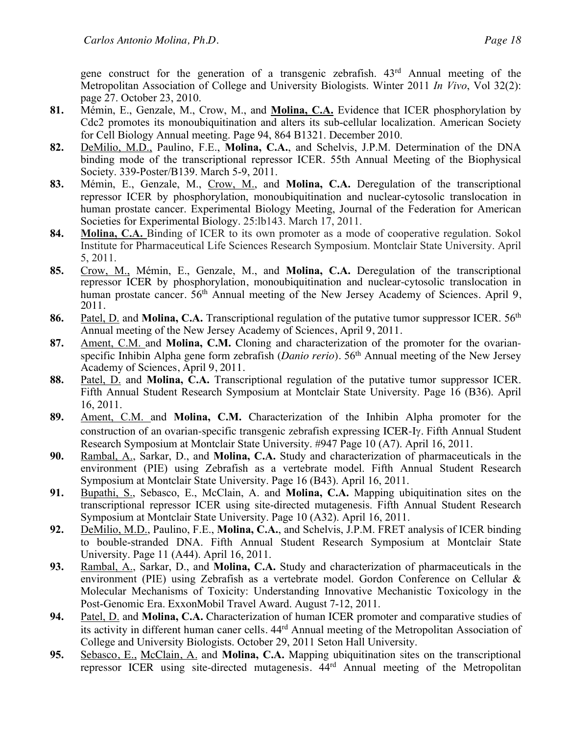gene construct for the generation of a transgenic zebrafish. 43rd Annual meeting of the Metropolitan Association of College and University Biologists. Winter 2011 *In Vivo*, Vol 32(2): page 27. October 23, 2010.

**81.** Mémin, E., Genzale, M., Crow, M., and **Molina, C.A.** Evidence that ICER phosphorylation by Cdc2 promotes its monoubiquitination and alters its sub-cellular localization. American Society for Cell Biology Annual meeting. Page 94, 864 B1321. December 2010.

**82.** DeMilio, M.D., Paulino, F.E., **Molina, C.A.**, and Schelvis, J.P.M. Determination of the DNA binding mode of the transcriptional repressor ICER. 55th Annual Meeting of the Biophysical Society. 339-Poster/B139. March 5-9, 2011.

**83.** Mémin, E., Genzale, M., Crow, M., and **Molina, C.A.** Deregulation of the transcriptional repressor ICER by phosphorylation, monoubiquitination and nuclear-cytosolic translocation in human prostate cancer. Experimental Biology Meeting, Journal of the Federation for American Societies for Experimental Biology. 25:lb143. March 17, 2011.

**84.** **Molina, C.A.** Binding of ICER to its own promoter as a mode of cooperative regulation. Sokol Institute for Pharmaceutical Life Sciences Research Symposium. Montclair State University. April 5, 2011.

**85.** Crow, M., Mémin, E., Genzale, M., and **Molina, C.A.** Deregulation of the transcriptional repressor ICER by phosphorylation, monoubiquitination and nuclear-cytosolic translocation in human prostate cancer. 56th Annual meeting of the New Jersey Academy of Sciences. April 9, 2011.

**86.** Patel, D. and **Molina, C.A.** Transcriptional regulation of the putative tumor suppressor ICER. 56th Annual meeting of the New Jersey Academy of Sciences, April 9, 2011.

**87.** Ament, C.M. and **Molina, C.M.** Cloning and characterization of the promoter for the ovarian-specific Inhibin Alpha gene form zebrafish (*Danio rerio*). 56th Annual meeting of the New Jersey Academy of Sciences, April 9, 2011.

**88.** Patel, D. and **Molina, C.A.** Transcriptional regulation of the putative tumor suppressor ICER. Fifth Annual Student Research Symposium at Montclair State University. Page 16 (B36). April 16, 2011.

**89.** Ament, C.M. and **Molina, C.M.** Characterization of the Inhibin Alpha promoter for the construction of an ovarian-specific transgenic zebrafish expressing ICER-Iγ. Fifth Annual Student Research Symposium at Montclair State University. #947 Page 10 (A7). April 16, 2011.

**90.** Rambal, A., Sarkar, D., and **Molina, C.A.** Study and characterization of pharmaceuticals in the environment (PIE) using Zebrafish as a vertebrate model. Fifth Annual Student Research Symposium at Montclair State University. Page 16 (B43). April 16, 2011.

**91.** Bupathi, S., Sebasco, E., McClain, A. and **Molina, C.A.** Mapping ubiquitination sites on the transcriptional repressor ICER using site-directed mutagenesis. Fifth Annual Student Research Symposium at Montclair State University. Page 10 (A32). April 16, 2011.

**92.** DeMilio, M.D., Paulino, F.E., **Molina, C.A.**, and Schelvis, J.P.M. FRET analysis of ICER binding to bouble-stranded DNA. Fifth Annual Student Research Symposium at Montclair State University. Page 11 (A44). April 16, 2011.

**93.** Rambal, A., Sarkar, D., and **Molina, C.A.** Study and characterization of pharmaceuticals in the environment (PIE) using Zebrafish as a vertebrate model. Gordon Conference on Cellular & Molecular Mechanisms of Toxicity: Understanding Innovative Mechanistic Toxicology in the Post-Genomic Era. ExxonMobil Travel Award. August 7-12, 2011.

**94.** Patel, D. and **Molina, C.A.** Characterization of human ICER promoter and comparative studies of its activity in different human caner cells. 44rd Annual meeting of the Metropolitan Association of College and University Biologists. October 29, 2011 Seton Hall University.

**95.** Sebasco, E., McClain, A. and **Molina, C.A.** Mapping ubiquitination sites on the transcriptional repressor ICER using site-directed mutagenesis. 44rd Annual meeting of the Metropolitan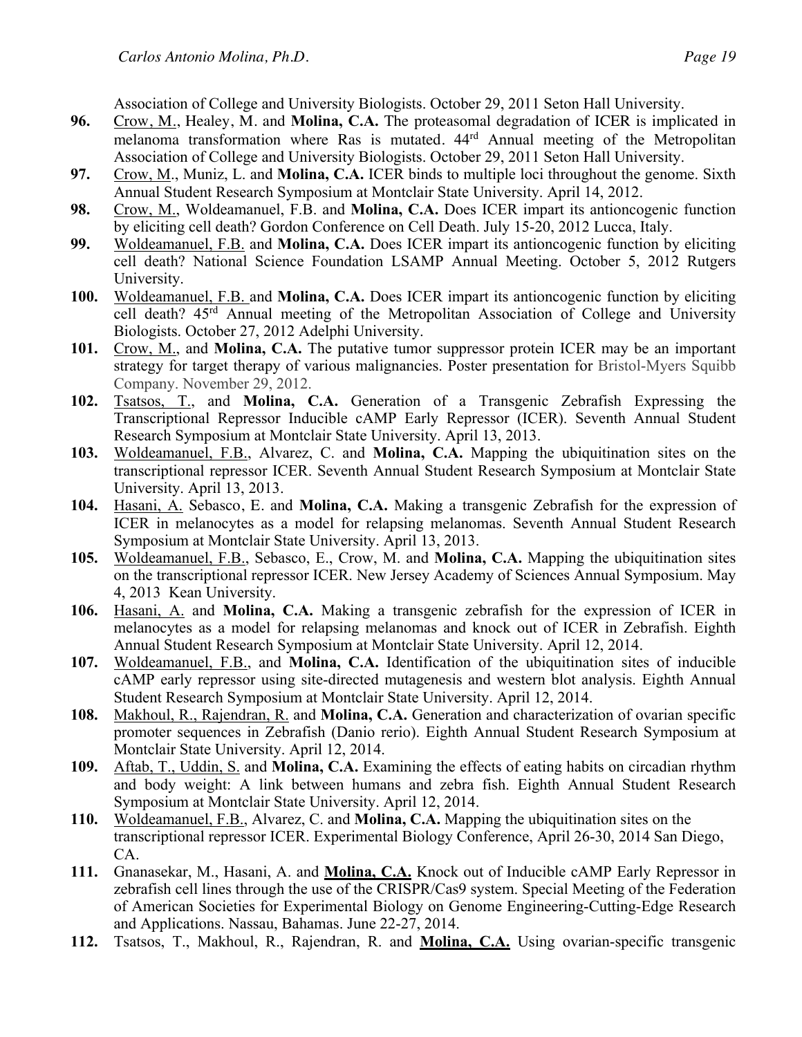Association of College and University Biologists. October 29, 2011 Seton Hall University.

**96.** Crow, M., Healey, M. and **Molina, C.A.** The proteasomal degradation of ICER is implicated in melanoma transformation where Ras is mutated. 44[rd] Annual meeting of the Metropolitan Association of College and University Biologists. October 29, 2011 Seton Hall University.

**97.** Crow, M., Muniz, L. and **Molina, C.A.** ICER binds to multiple loci throughout the genome. Sixth Annual Student Research Symposium at Montclair State University. April 14, 2012.

**98.** Crow, M., Woldeamanuel, F.B. and **Molina, C.A.** Does ICER impart its antioncogenic function by eliciting cell death? Gordon Conference on Cell Death. July 15-20, 2012 Lucca, Italy.

**99.** Woldeamanuel, F.B. and **Molina, C.A.** Does ICER impart its antioncogenic function by eliciting cell death? National Science Foundation LSAMP Annual Meeting. October 5, 2012 Rutgers University.

**100.** Woldeamanuel, F.B. and **Molina, C.A.** Does ICER impart its antioncogenic function by eliciting cell death? 45[rd] Annual meeting of the Metropolitan Association of College and University Biologists. October 27, 2012 Adelphi University.

**101.** Crow, M., and **Molina, C.A.** The putative tumor suppressor protein ICER may be an important strategy for target therapy of various malignancies. Poster presentation for Bristol-Myers Squibb Company. November 29, 2012.

**102.** Tsatsos, T., and **Molina, C.A.** Generation of a Transgenic Zebrafish Expressing the Transcriptional Repressor Inducible cAMP Early Repressor (ICER). Seventh Annual Student Research Symposium at Montclair State University. April 13, 2013.

**103.** Woldeamanuel, F.B., Alvarez, C. and **Molina, C.A.** Mapping the ubiquitination sites on the transcriptional repressor ICER. Seventh Annual Student Research Symposium at Montclair State University. April 13, 2013.

**104.** Hasani, A. Sebasco, E. and **Molina, C.A.** Making a transgenic Zebrafish for the expression of ICER in melanocytes as a model for relapsing melanomas. Seventh Annual Student Research Symposium at Montclair State University. April 13, 2013.

**105.** Woldeamanuel, F.B., Sebasco, E., Crow, M. and **Molina, C.A.** Mapping the ubiquitination sites on the transcriptional repressor ICER. New Jersey Academy of Sciences Annual Symposium. May 4, 2013 Kean University.

**106.** Hasani, A. and **Molina, C.A.** Making a transgenic zebrafish for the expression of ICER in melanocytes as a model for relapsing melanomas and knock out of ICER in Zebrafish. Eighth Annual Student Research Symposium at Montclair State University. April 12, 2014.

**107.** Woldeamanuel, F.B., and **Molina, C.A.** Identification of the ubiquitination sites of inducible cAMP early repressor using site-directed mutagenesis and western blot analysis. Eighth Annual Student Research Symposium at Montclair State University. April 12, 2014.

**108.** Makhoul, R., Rajendran, R. and **Molina, C.A.** Generation and characterization of ovarian specific promoter sequences in Zebrafish (Danio rerio). Eighth Annual Student Research Symposium at Montclair State University. April 12, 2014.

**109.** Aftab, T., Uddin, S. and **Molina, C.A.** Examining the effects of eating habits on circadian rhythm and body weight: A link between humans and zebra fish. Eighth Annual Student Research Symposium at Montclair State University. April 12, 2014.

**110.** Woldeamanuel, F.B., Alvarez, C. and **Molina, C.A.** Mapping the ubiquitination sites on the transcriptional repressor ICER. Experimental Biology Conference, April 26-30, 2014 San Diego, CA.

**111.** Gnanasekar, M., Hasani, A. and **Molina, C.A.** Knock out of Inducible cAMP Early Repressor in zebrafish cell lines through the use of the CRISPR/Cas9 system. Special Meeting of the Federation of American Societies for Experimental Biology on Genome Engineering-Cutting-Edge Research and Applications. Nassau, Bahamas. June 22-27, 2014.

**112.** Tsatsos, T., Makhoul, R., Rajendran, R. and **Molina, C.A.** Using ovarian-specific transgenic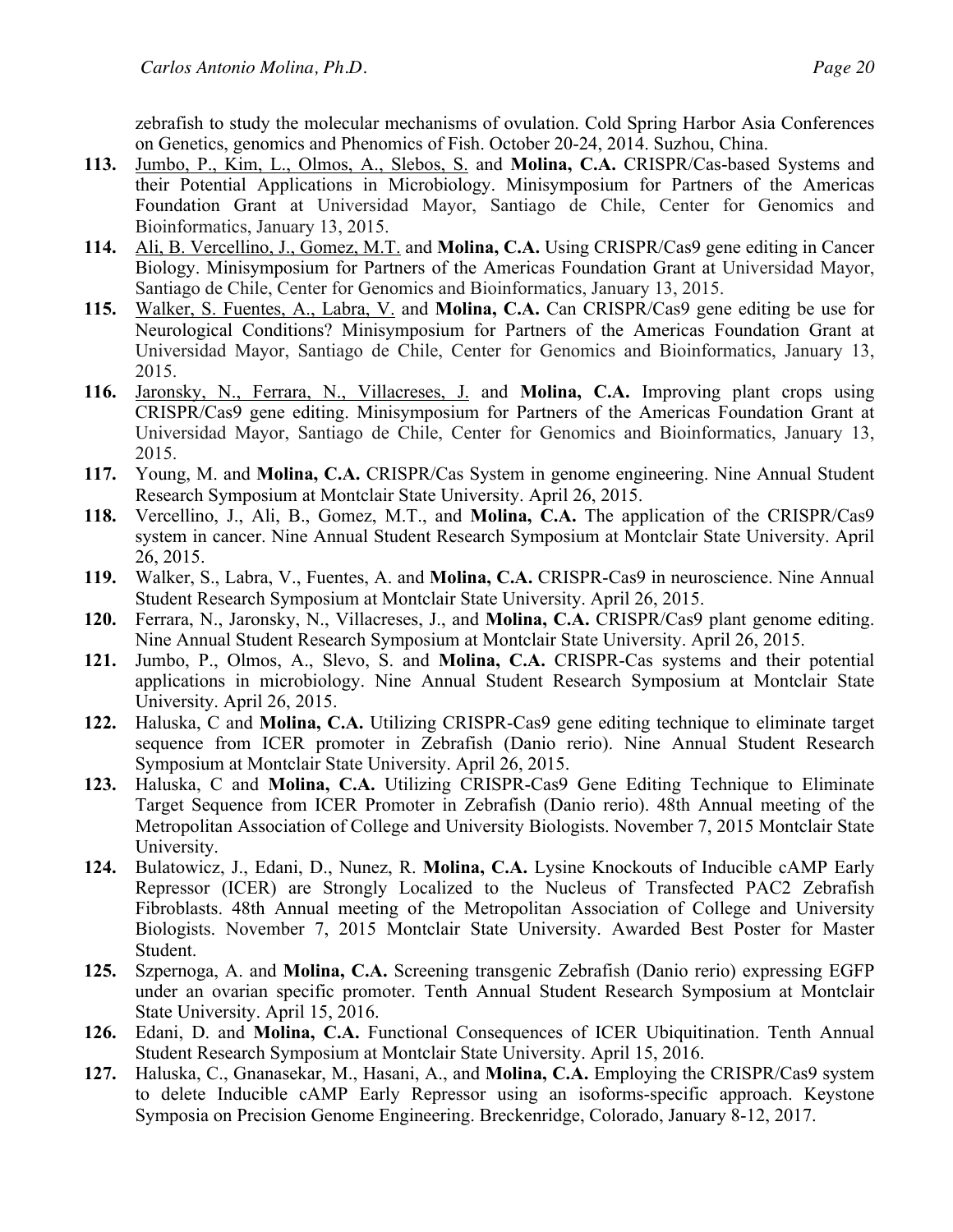zebrafish to study the molecular mechanisms of ovulation. Cold Spring Harbor Asia Conferences on Genetics, genomics and Phenomics of Fish. October 20-24, 2014. Suzhou, China.

113. Jumbo, P., Kim, L., Olmos, A., Slebos, S. and **Molina, C.A.** CRISPR/Cas-based Systems and their Potential Applications in Microbiology. Minisymposium for Partners of the Americas Foundation Grant at Universidad Mayor, Santiago de Chile, Center for Genomics and Bioinformatics, January 13, 2015.

114. Ali, B. Vercellino, J., Gomez, M.T. and **Molina, C.A.** Using CRISPR/Cas9 gene editing in Cancer Biology. Minisymposium for Partners of the Americas Foundation Grant at Universidad Mayor, Santiago de Chile, Center for Genomics and Bioinformatics, January 13, 2015.

115. Walker, S. Fuentes, A., Labra, V. and **Molina, C.A.** Can CRISPR/Cas9 gene editing be use for Neurological Conditions? Minisymposium for Partners of the Americas Foundation Grant at Universidad Mayor, Santiago de Chile, Center for Genomics and Bioinformatics, January 13, 2015.

116. Jaronsky, N., Ferrara, N., Villacreses, J. and **Molina, C.A.** Improving plant crops using CRISPR/Cas9 gene editing. Minisymposium for Partners of the Americas Foundation Grant at Universidad Mayor, Santiago de Chile, Center for Genomics and Bioinformatics, January 13, 2015.

117. Young, M. and **Molina, C.A.** CRISPR/Cas System in genome engineering. Nine Annual Student Research Symposium at Montclair State University. April 26, 2015.

118. Vercellino, J., Ali, B., Gomez, M.T., and **Molina, C.A.** The application of the CRISPR/Cas9 system in cancer. Nine Annual Student Research Symposium at Montclair State University. April 26, 2015.

119. Walker, S., Labra, V., Fuentes, A. and **Molina, C.A.** CRISPR-Cas9 in neuroscience. Nine Annual Student Research Symposium at Montclair State University. April 26, 2015.

120. Ferrara, N., Jaronsky, N., Villacreses, J., and **Molina, C.A.** CRISPR/Cas9 plant genome editing. Nine Annual Student Research Symposium at Montclair State University. April 26, 2015.

121. Jumbo, P., Olmos, A., Slevo, S. and **Molina, C.A.** CRISPR-Cas systems and their potential applications in microbiology. Nine Annual Student Research Symposium at Montclair State University. April 26, 2015.

122. Haluska, C and **Molina, C.A.** Utilizing CRISPR-Cas9 gene editing technique to eliminate target sequence from ICER promoter in Zebrafish (Danio rerio). Nine Annual Student Research Symposium at Montclair State University. April 26, 2015.

123. Haluska, C and **Molina, C.A.** Utilizing CRISPR-Cas9 Gene Editing Technique to Eliminate Target Sequence from ICER Promoter in Zebrafish (Danio rerio). 48th Annual meeting of the Metropolitan Association of College and University Biologists. November 7, 2015 Montclair State University.

124. Bulatowicz, J., Edani, D., Nunez, R. **Molina, C.A.** Lysine Knockouts of Inducible cAMP Early Repressor (ICER) are Strongly Localized to the Nucleus of Transfected PAC2 Zebrafish Fibroblasts. 48th Annual meeting of the Metropolitan Association of College and University Biologists. November 7, 2015 Montclair State University. Awarded Best Poster for Master Student.

125. Szpernoga, A. and **Molina, C.A.** Screening transgenic Zebrafish (Danio rerio) expressing EGFP under an ovarian specific promoter. Tenth Annual Student Research Symposium at Montclair State University. April 15, 2016.

126. Edani, D. and **Molina, C.A.** Functional Consequences of ICER Ubiquitination. Tenth Annual Student Research Symposium at Montclair State University. April 15, 2016.

127. Haluska, C., Gnanasekar, M., Hasani, A., and **Molina, C.A.** Employing the CRISPR/Cas9 system to delete Inducible cAMP Early Repressor using an isoforms-specific approach. Keystone Symposia on Precision Genome Engineering. Breckenridge, Colorado, January 8-12, 2017.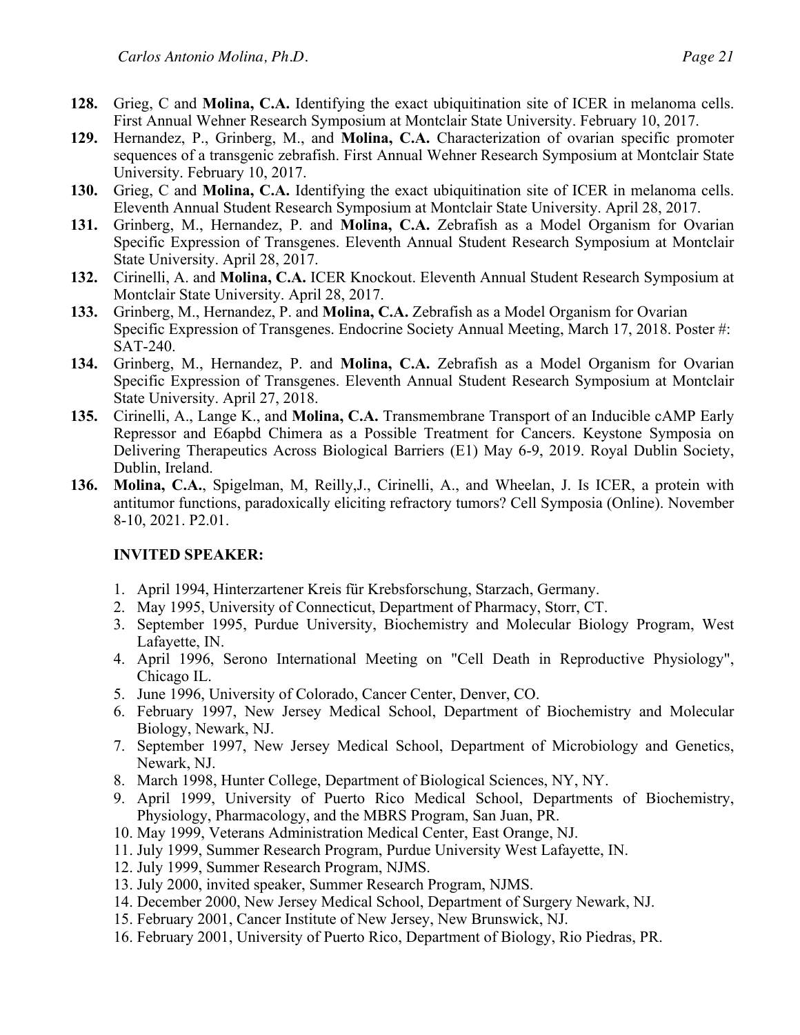128. Grieg, C and **Molina, C.A.** Identifying the exact ubiquitination site of ICER in melanoma cells. First Annual Wehner Research Symposium at Montclair State University. February 10, 2017.
129. Hernandez, P., Grinberg, M., and **Molina, C.A.** Characterization of ovarian specific promoter sequences of a transgenic zebrafish. First Annual Wehner Research Symposium at Montclair State University. February 10, 2017.
130. Grieg, C and **Molina, C.A.** Identifying the exact ubiquitination site of ICER in melanoma cells. Eleventh Annual Student Research Symposium at Montclair State University. April 28, 2017.
131. Grinberg, M., Hernandez, P. and **Molina, C.A.** Zebrafish as a Model Organism for Ovarian Specific Expression of Transgenes. Eleventh Annual Student Research Symposium at Montclair State University. April 28, 2017.
132. Cirinelli, A. and **Molina, C.A.** ICER Knockout. Eleventh Annual Student Research Symposium at Montclair State University. April 28, 2017.
133. Grinberg, M., Hernandez, P. and **Molina, C.A.** Zebrafish as a Model Organism for Ovarian Specific Expression of Transgenes. Endocrine Society Annual Meeting, March 17, 2018. Poster #: SAT-240.
134. Grinberg, M., Hernandez, P. and **Molina, C.A.** Zebrafish as a Model Organism for Ovarian Specific Expression of Transgenes. Eleventh Annual Student Research Symposium at Montclair State University. April 27, 2018.
135. Cirinelli, A., Lange K., and **Molina, C.A.** Transmembrane Transport of an Inducible cAMP Early Repressor and E6apbd Chimera as a Possible Treatment for Cancers. Keystone Symposia on Delivering Therapeutics Across Biological Barriers (E1) May 6-9, 2019. Royal Dublin Society, Dublin, Ireland.
136. **Molina, C.A.**, Spigelman, M, Reilly,J., Cirinelli, A., and Wheelan, J. Is ICER, a protein with antitumor functions, paradoxically eliciting refractory tumors? Cell Symposia (Online). November 8-10, 2021. P2.01.

**INVITED SPEAKER:**

1. April 1994, Hinterzartener Kreis für Krebsforschung, Starzach, Germany.
2. May 1995, University of Connecticut, Department of Pharmacy, Storr, CT.
3. September 1995, Purdue University, Biochemistry and Molecular Biology Program, West Lafayette, IN.
4. April 1996, Serono International Meeting on "Cell Death in Reproductive Physiology", Chicago IL.
5. June 1996, University of Colorado, Cancer Center, Denver, CO.
6. February 1997, New Jersey Medical School, Department of Biochemistry and Molecular Biology, Newark, NJ.
7. September 1997, New Jersey Medical School, Department of Microbiology and Genetics, Newark, NJ.
8. March 1998, Hunter College, Department of Biological Sciences, NY, NY.
9. April 1999, University of Puerto Rico Medical School, Departments of Biochemistry, Physiology, Pharmacology, and the MBRS Program, San Juan, PR.
10. May 1999, Veterans Administration Medical Center, East Orange, NJ.
11. July 1999, Summer Research Program, Purdue University West Lafayette, IN.
12. July 1999, Summer Research Program, NJMS.
13. July 2000, invited speaker, Summer Research Program, NJMS.
14. December 2000, New Jersey Medical School, Department of Surgery Newark, NJ.
15. February 2001, Cancer Institute of New Jersey, New Brunswick, NJ.
16. February 2001, University of Puerto Rico, Department of Biology, Rio Piedras, PR.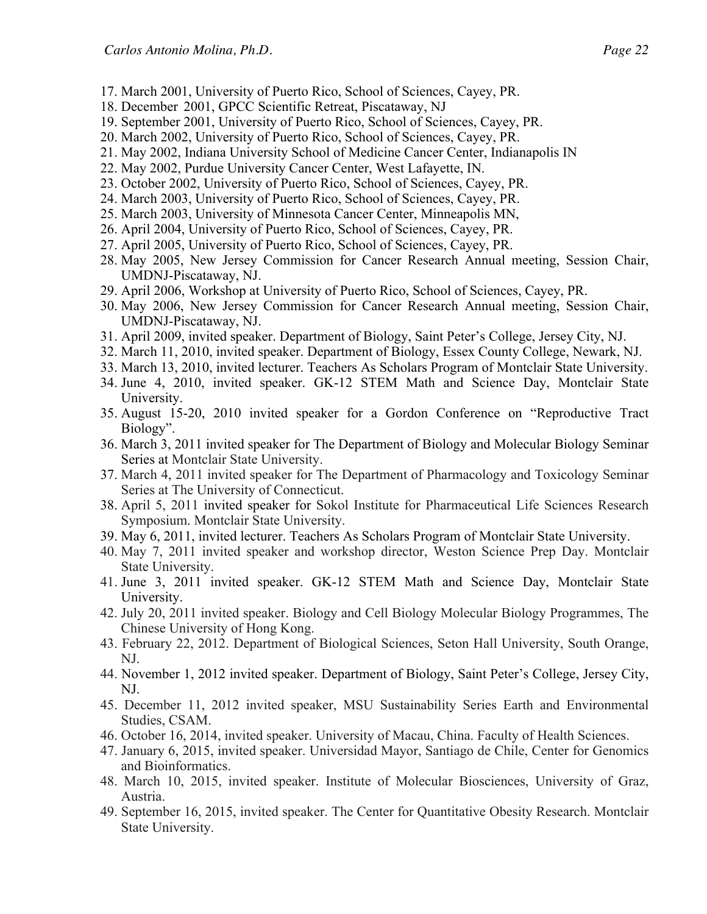17. March 2001, University of Puerto Rico, School of Sciences, Cayey, PR.
18. December 2001, GPCC Scientific Retreat, Piscataway, NJ
19. September 2001, University of Puerto Rico, School of Sciences, Cayey, PR.
20. March 2002, University of Puerto Rico, School of Sciences, Cayey, PR.
21. May 2002, Indiana University School of Medicine Cancer Center, Indianapolis IN
22. May 2002, Purdue University Cancer Center, West Lafayette, IN.
23. October 2002, University of Puerto Rico, School of Sciences, Cayey, PR.
24. March 2003, University of Puerto Rico, School of Sciences, Cayey, PR.
25. March 2003, University of Minnesota Cancer Center, Minneapolis MN,
26. April 2004, University of Puerto Rico, School of Sciences, Cayey, PR.
27. April 2005, University of Puerto Rico, School of Sciences, Cayey, PR.
28. May 2005, New Jersey Commission for Cancer Research Annual meeting, Session Chair, UMDNJ-Piscataway, NJ.
29. April 2006, Workshop at University of Puerto Rico, School of Sciences, Cayey, PR.
30. May 2006, New Jersey Commission for Cancer Research Annual meeting, Session Chair, UMDNJ-Piscataway, NJ.
31. April 2009, invited speaker. Department of Biology, Saint Peter's College, Jersey City, NJ.
32. March 11, 2010, invited speaker. Department of Biology, Essex County College, Newark, NJ.
33. March 13, 2010, invited lecturer. Teachers As Scholars Program of Montclair State University.
34. June 4, 2010, invited speaker. GK-12 STEM Math and Science Day, Montclair State University.
35. August 15-20, 2010 invited speaker for a Gordon Conference on "Reproductive Tract Biology".
36. March 3, 2011 invited speaker for The Department of Biology and Molecular Biology Seminar Series at Montclair State University.
37. March 4, 2011 invited speaker for The Department of Pharmacology and Toxicology Seminar Series at The University of Connecticut.
38. April 5, 2011 invited speaker for Sokol Institute for Pharmaceutical Life Sciences Research Symposium. Montclair State University.
39. May 6, 2011, invited lecturer. Teachers As Scholars Program of Montclair State University.
40. May 7, 2011 invited speaker and workshop director, Weston Science Prep Day. Montclair State University.
41. June 3, 2011 invited speaker. GK-12 STEM Math and Science Day, Montclair State University.
42. July 20, 2011 invited speaker. Biology and Cell Biology Molecular Biology Programmes, The Chinese University of Hong Kong.
43. February 22, 2012. Department of Biological Sciences, Seton Hall University, South Orange, NJ.
44. November 1, 2012 invited speaker. Department of Biology, Saint Peter's College, Jersey City, NJ.
45. December 11, 2012 invited speaker, MSU Sustainability Series Earth and Environmental Studies, CSAM.
46. October 16, 2014, invited speaker. University of Macau, China. Faculty of Health Sciences.
47. January 6, 2015, invited speaker. Universidad Mayor, Santiago de Chile, Center for Genomics and Bioinformatics.
48. March 10, 2015, invited speaker. Institute of Molecular Biosciences, University of Graz, Austria.
49. September 16, 2015, invited speaker. The Center for Quantitative Obesity Research. Montclair State University.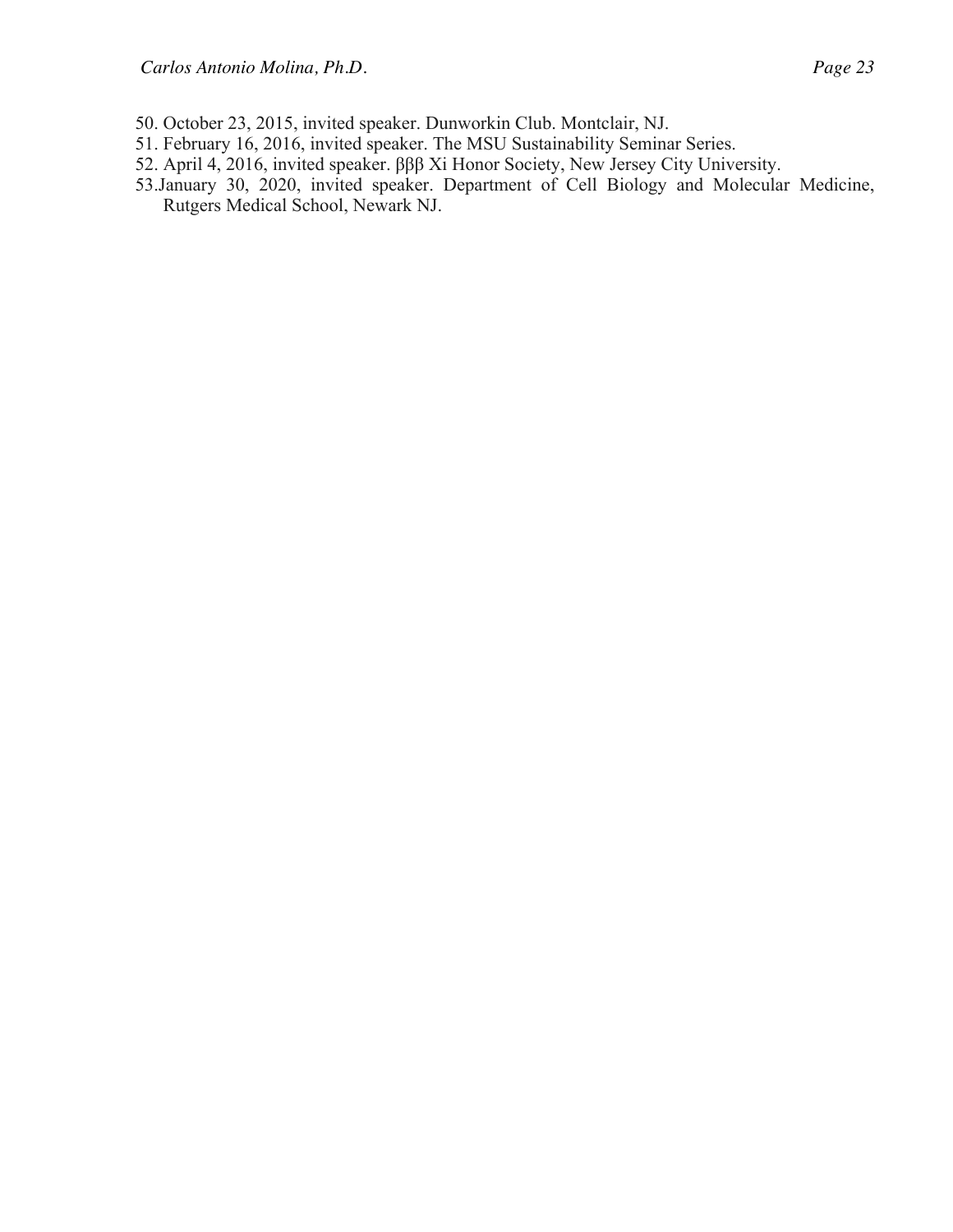50. October 23, 2015, invited speaker. Dunworkin Club. Montclair, NJ.
51. February 16, 2016, invited speaker. The MSU Sustainability Seminar Series.
52. April 4, 2016, invited speaker. βββ Xi Honor Society, New Jersey City University.
53. January 30, 2020, invited speaker. Department of Cell Biology and Molecular Medicine, Rutgers Medical School, Newark NJ.